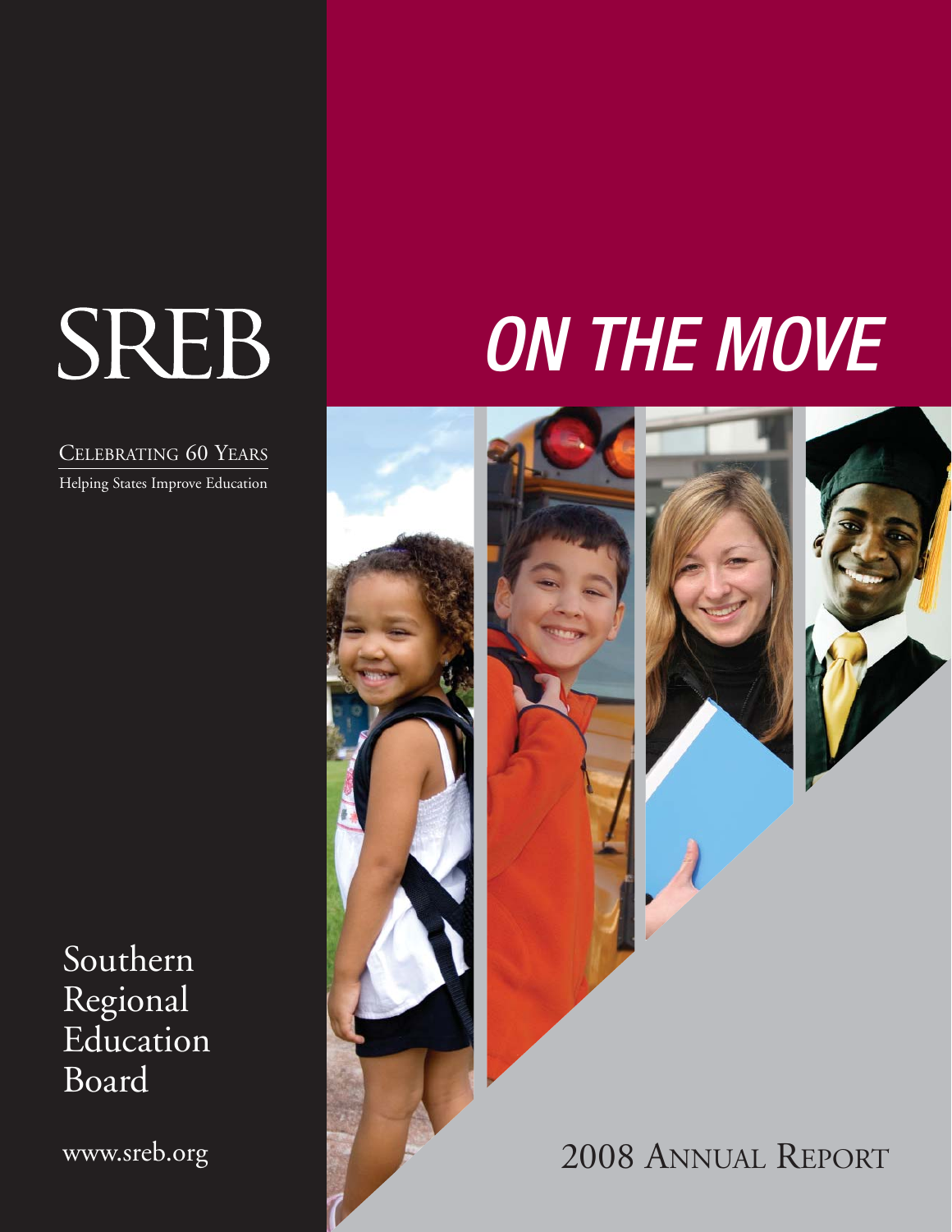# SREB

CELEBRATING 60 YEARS

Helping States Improve Education

Southern Regional Education Board

www.sreb.org

# *ON THE MOVE*

2008 ANNUAL REPORT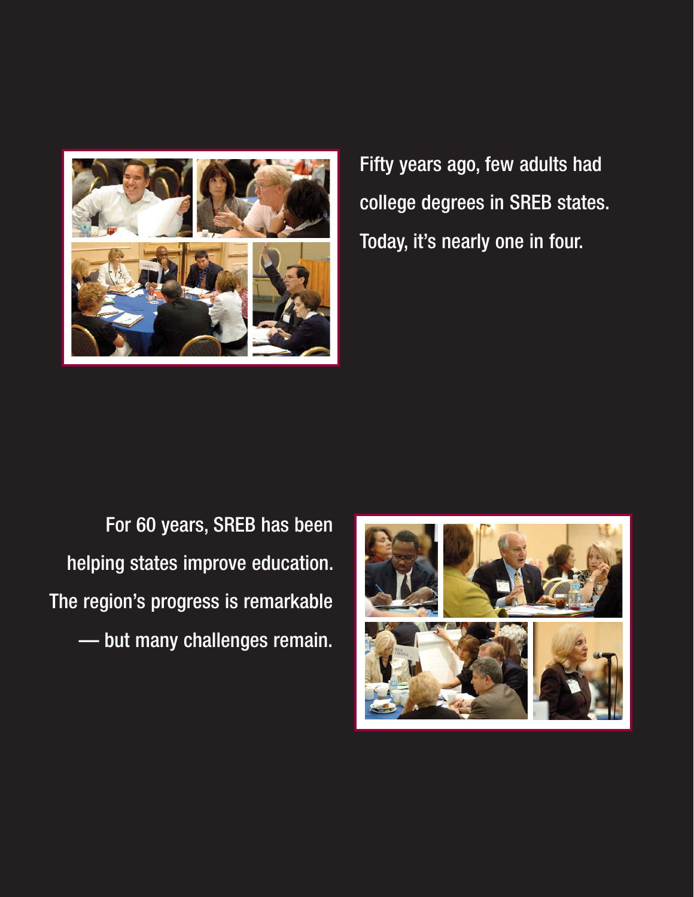Fifty years ago, few adults had college degrees in SREB states. Today, it's nearly one in four.

For 60 years, SREB has been helping states improve education. The region's progress is remarkable — but many challenges remain.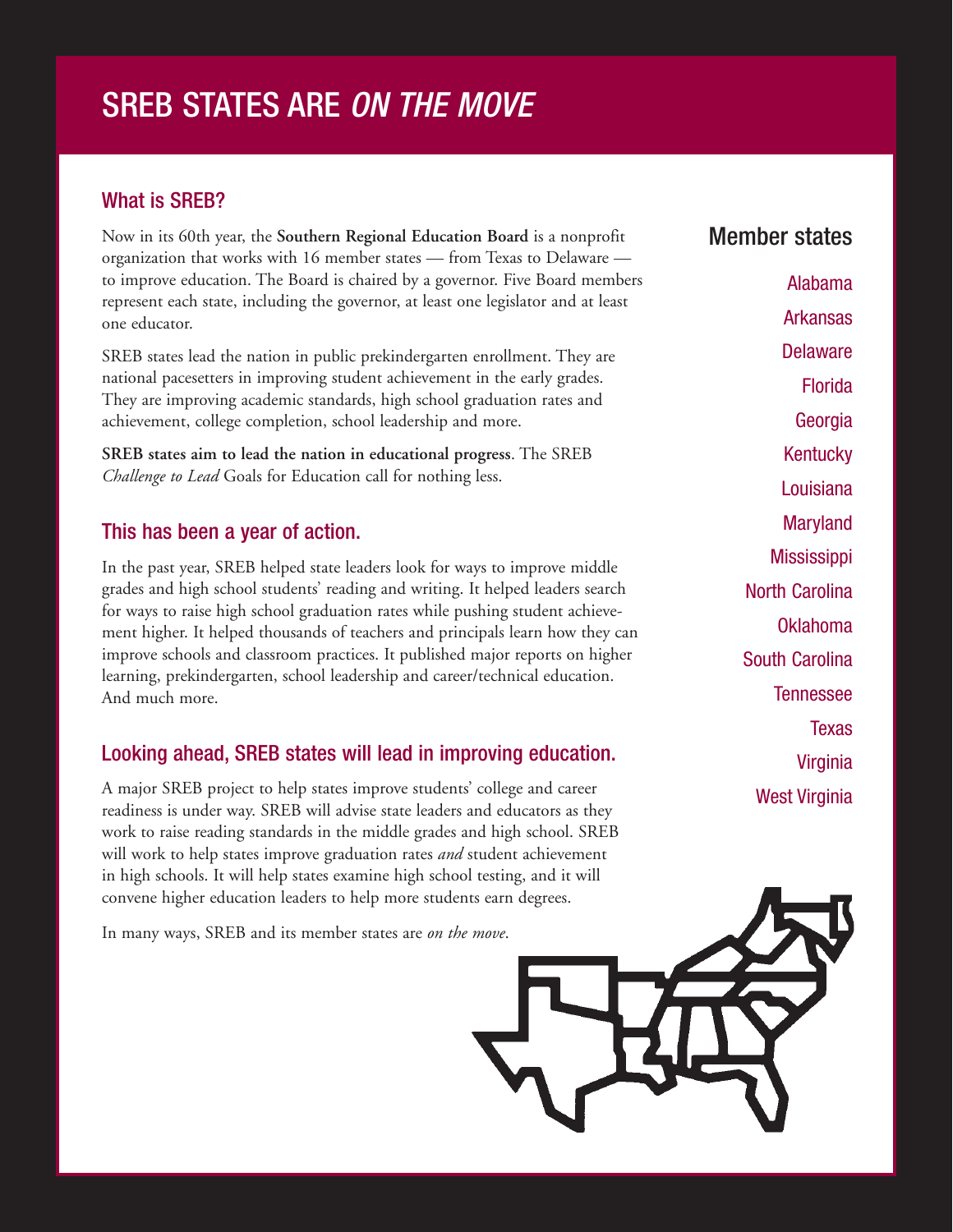# SREB STATES ARE *ON THE MOVE*

## What is SREB?

Now in its 60th year, the **Southern Regional Education Board** is a nonprofit organization that works with 16 member states — from Texas to Delaware — to improve education. The Board is chaired by a governor. Five Board members represent each state, including the governor, at least one legislator and at least one educator.

SREB states lead the nation in public prekindergarten enrollment. They are national pacesetters in improving student achievement in the early grades. They are improving academic standards, high school graduation rates and achievement, college completion, school leadership and more.

**SREB states aim to lead the nation in educational progress**. The SREB *Challenge to Lead* Goals for Education call for nothing less.

## This has been a year of action.

In the past year, SREB helped state leaders look for ways to improve middle grades and high school students' reading and writing. It helped leaders search for ways to raise high school graduation rates while pushing student achievement higher. It helped thousands of teachers and principals learn how they can improve schools and classroom practices. It published major reports on higher learning, prekindergarten, school leadership and career/technical education. And much more.

## Looking ahead, SREB states will lead in improving education.

A major SREB project to help states improve students' college and career readiness is under way. SREB will advise state leaders and educators as they work to raise reading standards in the middle grades and high school. SREB will work to help states improve graduation rates *and* student achievement in high schools. It will help states examine high school testing, and it will convene higher education leaders to help more students earn degrees.

In many ways, SREB and its member states are *on the move*.

## Member states

Alabama
Arkansas
Delaware
Florida
Georgia
Kentucky
Louisiana
Maryland
Mississippi
North Carolina
Oklahoma
South Carolina
Tennessee
Texas
Virginia
West Virginia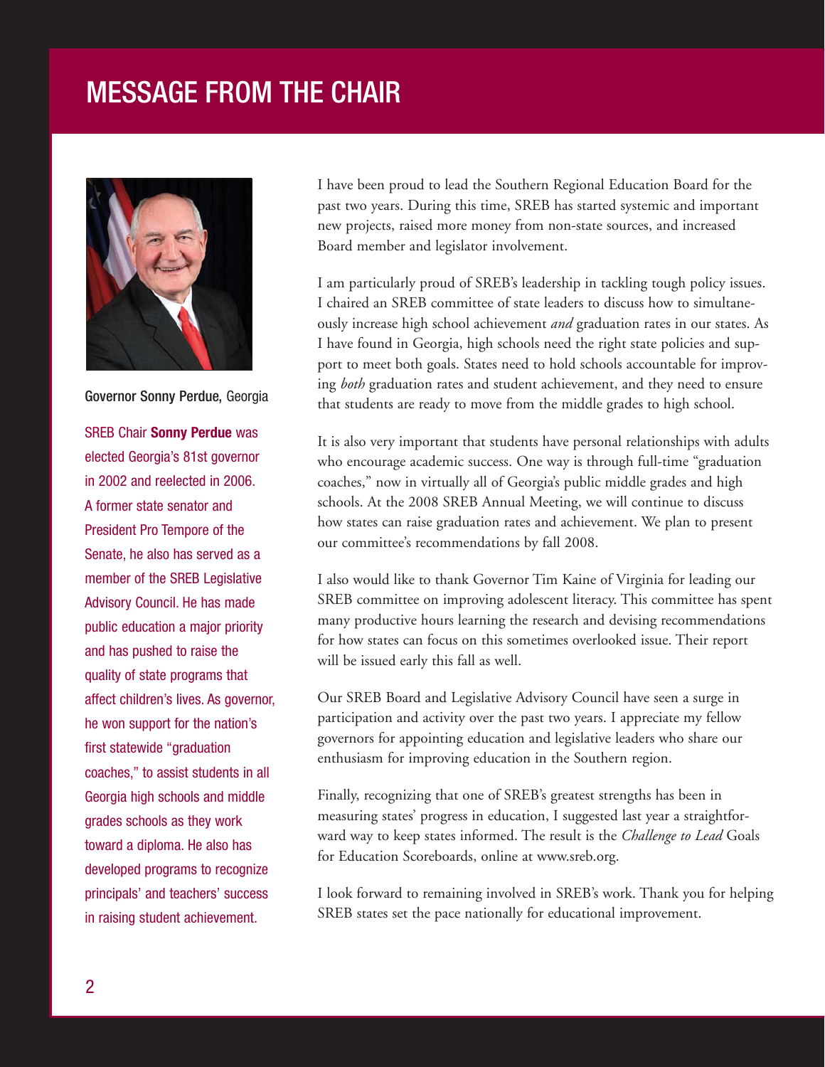# MESSAGE FROM THE CHAIR

Governor Sonny Perdue, Georgia

SREB Chair **Sonny Perdue** was elected Georgia's 81st governor in 2002 and reelected in 2006. A former state senator and President Pro Tempore of the Senate, he also has served as a member of the SREB Legislative Advisory Council. He has made public education a major priority and has pushed to raise the quality of state programs that affect children's lives. As governor, he won support for the nation's first statewide "graduation coaches," to assist students in all Georgia high schools and middle grades schools as they work toward a diploma. He also has developed programs to recognize principals' and teachers' success in raising student achievement.

I have been proud to lead the Southern Regional Education Board for the past two years. During this time, SREB has started systemic and important new projects, raised more money from non-state sources, and increased Board member and legislator involvement.

I am particularly proud of SREB's leadership in tackling tough policy issues. I chaired an SREB committee of state leaders to discuss how to simultaneously increase high school achievement *and* graduation rates in our states. As I have found in Georgia, high schools need the right state policies and support to meet both goals. States need to hold schools accountable for improving *both* graduation rates and student achievement, and they need to ensure that students are ready to move from the middle grades to high school.

It is also very important that students have personal relationships with adults who encourage academic success. One way is through full-time "graduation coaches," now in virtually all of Georgia's public middle grades and high schools. At the 2008 SREB Annual Meeting, we will continue to discuss how states can raise graduation rates and achievement. We plan to present our committee's recommendations by fall 2008.

I also would like to thank Governor Tim Kaine of Virginia for leading our SREB committee on improving adolescent literacy. This committee has spent many productive hours learning the research and devising recommendations for how states can focus on this sometimes overlooked issue. Their report will be issued early this fall as well.

Our SREB Board and Legislative Advisory Council have seen a surge in participation and activity over the past two years. I appreciate my fellow governors for appointing education and legislative leaders who share our enthusiasm for improving education in the Southern region.

Finally, recognizing that one of SREB's greatest strengths has been in measuring states' progress in education, I suggested last year a straightforward way to keep states informed. The result is the *Challenge to Lead* Goals for Education Scoreboards, online at www.sreb.org.

I look forward to remaining involved in SREB's work. Thank you for helping SREB states set the pace nationally for educational improvement.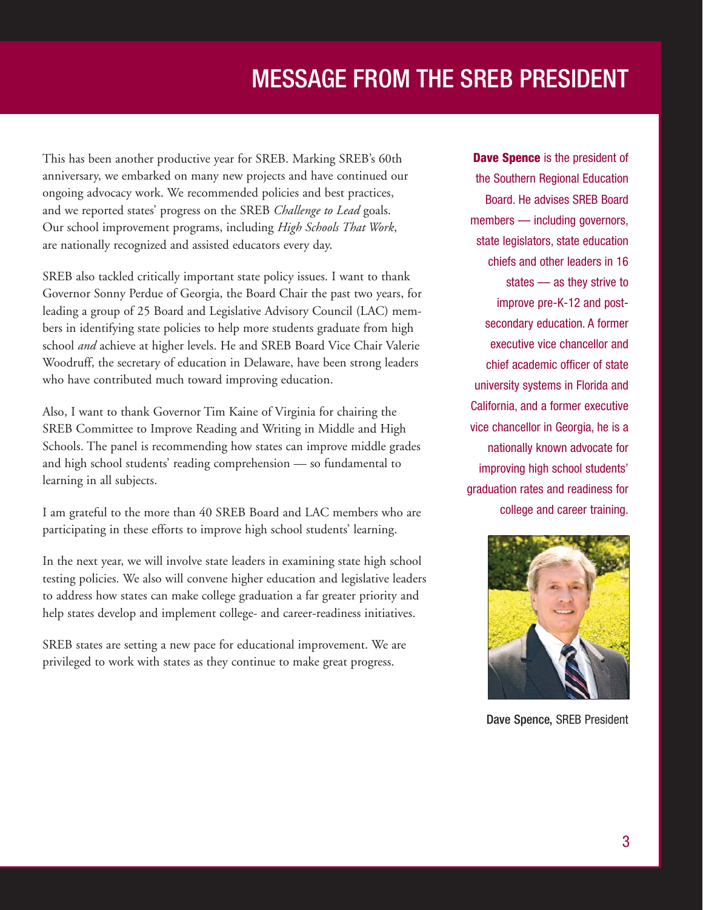# MESSAGE FROM THE SREB PRESIDENT

This has been another productive year for SREB. Marking SREB's 60th anniversary, we embarked on many new projects and have continued our ongoing advocacy work. We recommended policies and best practices, and we reported states' progress on the SREB *Challenge to Lead* goals. Our school improvement programs, including *High Schools That Work*, are nationally recognized and assisted educators every day.

SREB also tackled critically important state policy issues. I want to thank Governor Sonny Perdue of Georgia, the Board Chair the past two years, for leading a group of 25 Board and Legislative Advisory Council (LAC) members in identifying state policies to help more students graduate from high school *and* achieve at higher levels. He and SREB Board Vice Chair Valerie Woodruff, the secretary of education in Delaware, have been strong leaders who have contributed much toward improving education.

Also, I want to thank Governor Tim Kaine of Virginia for chairing the SREB Committee to Improve Reading and Writing in Middle and High Schools. The panel is recommending how states can improve middle grades and high school students' reading comprehension — so fundamental to learning in all subjects.

I am grateful to the more than 40 SREB Board and LAC members who are participating in these efforts to improve high school students' learning.

In the next year, we will involve state leaders in examining state high school testing policies. We also will convene higher education and legislative leaders to address how states can make college graduation a far greater priority and help states develop and implement college- and career-readiness initiatives.

SREB states are setting a new pace for educational improvement. We are privileged to work with states as they continue to make great progress.

**Dave Spence** is the president of the Southern Regional Education Board. He advises SREB Board members — including governors, state legislators, state education chiefs and other leaders in 16 states — as they strive to improve pre-K-12 and post-secondary education. A former executive vice chancellor and chief academic officer of state university systems in Florida and California, and a former executive vice chancellor in Georgia, he is a nationally known advocate for improving high school students' graduation rates and readiness for college and career training.

**Dave Spence,** SREB President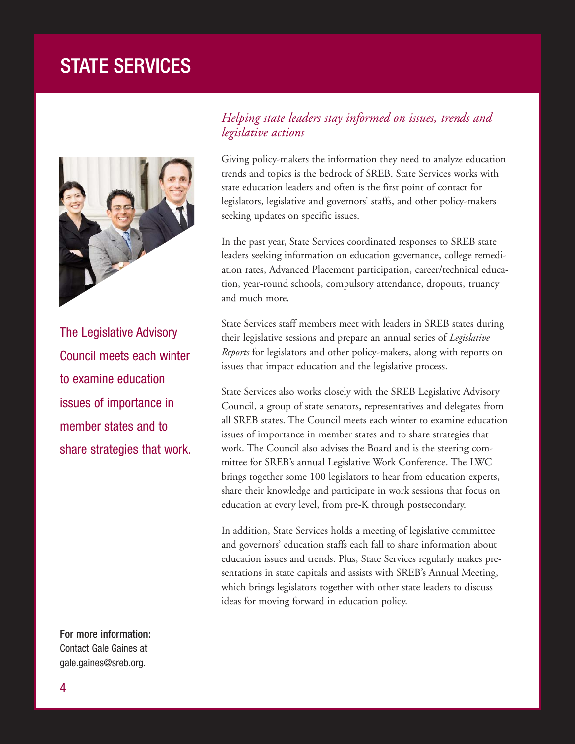# STATE SERVICES

*Helping state leaders stay informed on issues, trends and legislative actions*

Giving policy-makers the information they need to analyze education trends and topics is the bedrock of SREB. State Services works with state education leaders and often is the first point of contact for legislators, legislative and governors' staffs, and other policy-makers seeking updates on specific issues.

In the past year, State Services coordinated responses to SREB state leaders seeking information on education governance, college remediation rates, Advanced Placement participation, career/technical education, year-round schools, compulsory attendance, dropouts, truancy and much more.

State Services staff members meet with leaders in SREB states during their legislative sessions and prepare an annual series of *Legislative Reports* for legislators and other policy-makers, along with reports on issues that impact education and the legislative process.

State Services also works closely with the SREB Legislative Advisory Council, a group of state senators, representatives and delegates from all SREB states. The Council meets each winter to examine education issues of importance in member states and to share strategies that work. The Council also advises the Board and is the steering committee for SREB's annual Legislative Work Conference. The LWC brings together some 100 legislators to hear from education experts, share their knowledge and participate in work sessions that focus on education at every level, from pre-K through postsecondary.

In addition, State Services holds a meeting of legislative committee and governors' education staffs each fall to share information about education issues and trends. Plus, State Services regularly makes presentations in state capitals and assists with SREB's Annual Meeting, which brings legislators together with other state leaders to discuss ideas for moving forward in education policy.

The Legislative Advisory Council meets each winter to examine education issues of importance in member states and to share strategies that work.

**For more information:**
Contact Gale Gaines at gale.gaines@sreb.org.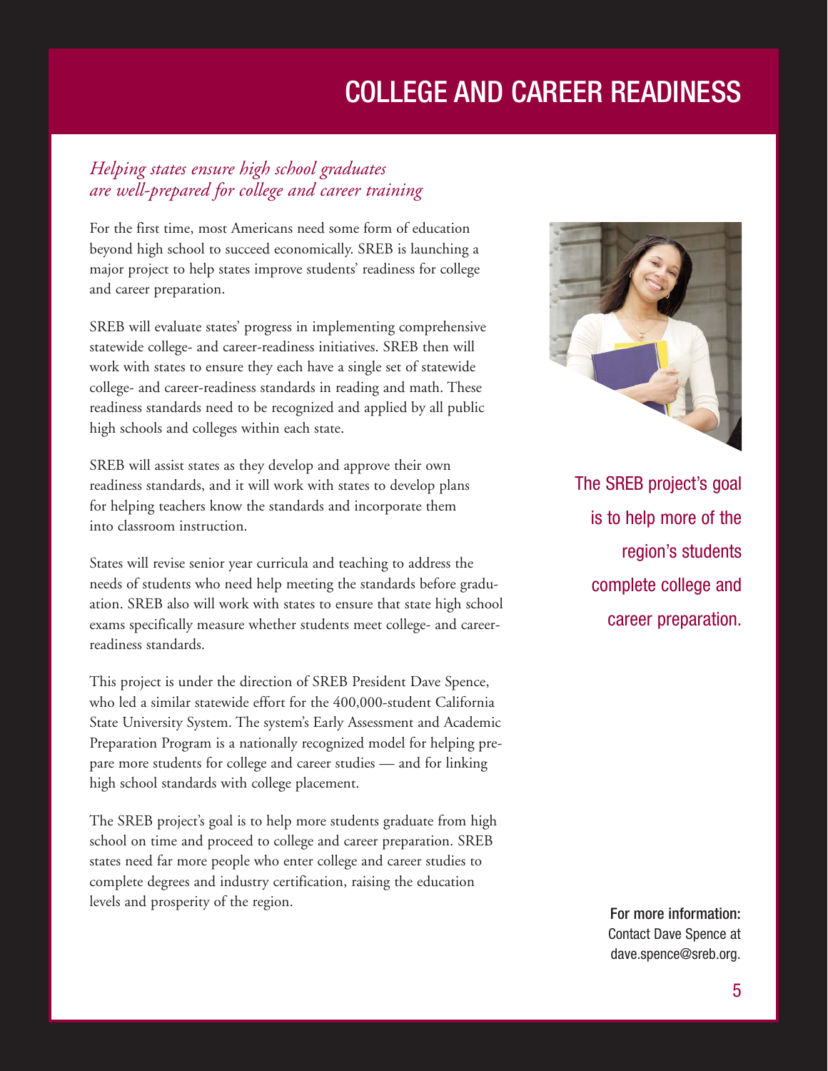# COLLEGE AND CAREER READINESS

*Helping states ensure high school graduates are well-prepared for college and career training*

For the first time, most Americans need some form of education beyond high school to succeed economically. SREB is launching a major project to help states improve students' readiness for college and career preparation.

SREB will evaluate states' progress in implementing comprehensive statewide college- and career-readiness initiatives. SREB then will work with states to ensure they each have a single set of statewide college- and career-readiness standards in reading and math. These readiness standards need to be recognized and applied by all public high schools and colleges within each state.

SREB will assist states as they develop and approve their own readiness standards, and it will work with states to develop plans for helping teachers know the standards and incorporate them into classroom instruction.

States will revise senior year curricula and teaching to address the needs of students who need help meeting the standards before graduation. SREB also will work with states to ensure that state high school exams specifically measure whether students meet college- and career-readiness standards.

This project is under the direction of SREB President Dave Spence, who led a similar statewide effort for the 400,000-student California State University System. The system's Early Assessment and Academic Preparation Program is a nationally recognized model for helping prepare more students for college and career studies — and for linking high school standards with college placement.

The SREB project's goal is to help more students graduate from high school on time and proceed to college and career preparation. SREB states need far more people who enter college and career studies to complete degrees and industry certification, raising the education levels and prosperity of the region.

The SREB project's goal is to help more of the region's students complete college and career preparation.

**For more information:**
Contact Dave Spence at dave.spence@sreb.org.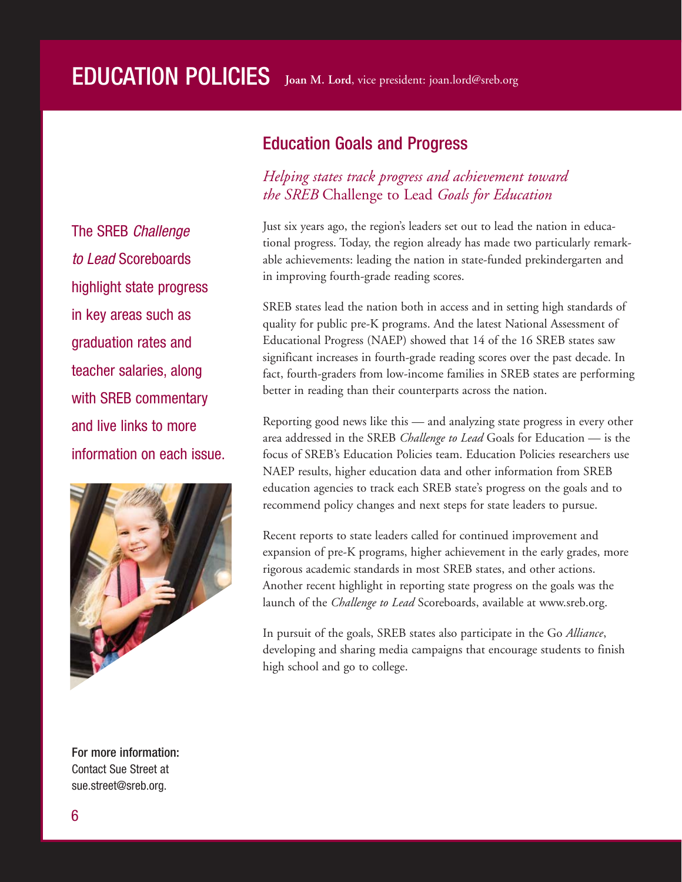# EDUCATION POLICIES

**Joan M. Lord**, vice president: joan.lord@sreb.org

The SREB *Challenge to Lead* Scoreboards highlight state progress in key areas such as graduation rates and teacher salaries, along with SREB commentary and live links to more information on each issue.

## Education Goals and Progress

*Helping states track progress and achievement toward the SREB* Challenge to Lead *Goals for Education*

Just six years ago, the region's leaders set out to lead the nation in educational progress. Today, the region already has made two particularly remarkable achievements: leading the nation in state-funded prekindergarten and in improving fourth-grade reading scores.

SREB states lead the nation both in access and in setting high standards of quality for public pre-K programs. And the latest National Assessment of Educational Progress (NAEP) showed that 14 of the 16 SREB states saw significant increases in fourth-grade reading scores over the past decade. In fact, fourth-graders from low-income families in SREB states are performing better in reading than their counterparts across the nation.

Reporting good news like this — and analyzing state progress in every other area addressed in the SREB *Challenge to Lead* Goals for Education — is the focus of SREB's Education Policies team. Education Policies researchers use NAEP results, higher education data and other information from SREB education agencies to track each SREB state's progress on the goals and to recommend policy changes and next steps for state leaders to pursue.

Recent reports to state leaders called for continued improvement and expansion of pre-K programs, higher achievement in the early grades, more rigorous academic standards in most SREB states, and other actions. Another recent highlight in reporting state progress on the goals was the launch of the *Challenge to Lead* Scoreboards, available at www.sreb.org.

In pursuit of the goals, SREB states also participate in the Go *Alliance*, developing and sharing media campaigns that encourage students to finish high school and go to college.

**For more information:**
Contact Sue Street at sue.street@sreb.org.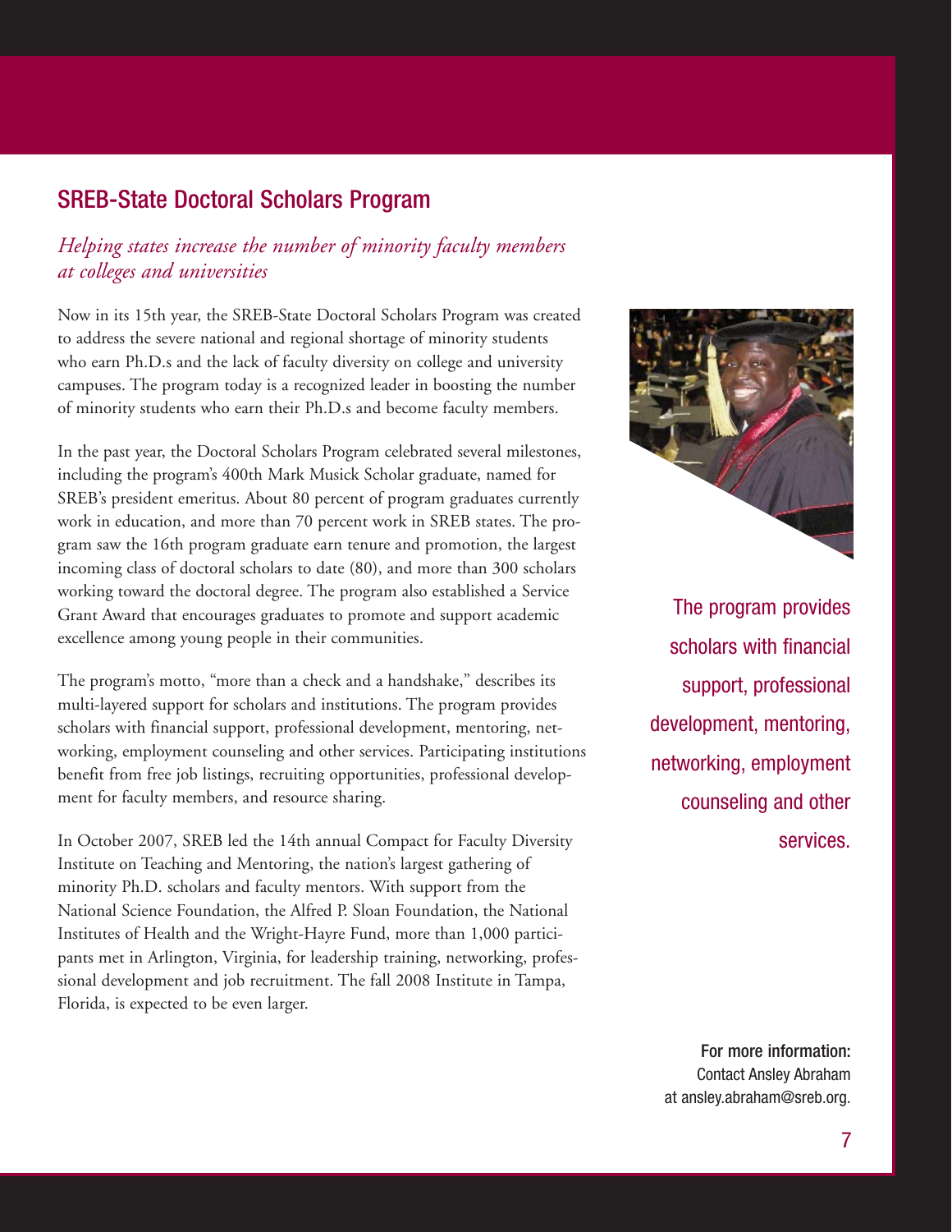## SREB-State Doctoral Scholars Program

*Helping states increase the number of minority faculty members at colleges and universities*

Now in its 15th year, the SREB-State Doctoral Scholars Program was created to address the severe national and regional shortage of minority students who earn Ph.D.s and the lack of faculty diversity on college and university campuses. The program today is a recognized leader in boosting the number of minority students who earn their Ph.D.s and become faculty members.

In the past year, the Doctoral Scholars Program celebrated several milestones, including the program's 400th Mark Musick Scholar graduate, named for SREB's president emeritus. About 80 percent of program graduates currently work in education, and more than 70 percent work in SREB states. The program saw the 16th program graduate earn tenure and promotion, the largest incoming class of doctoral scholars to date (80), and more than 300 scholars working toward the doctoral degree. The program also established a Service Grant Award that encourages graduates to promote and support academic excellence among young people in their communities.

The program's motto, "more than a check and a handshake," describes its multi-layered support for scholars and institutions. The program provides scholars with financial support, professional development, mentoring, networking, employment counseling and other services. Participating institutions benefit from free job listings, recruiting opportunities, professional development for faculty members, and resource sharing.

In October 2007, SREB led the 14th annual Compact for Faculty Diversity Institute on Teaching and Mentoring, the nation's largest gathering of minority Ph.D. scholars and faculty mentors. With support from the National Science Foundation, the Alfred P. Sloan Foundation, the National Institutes of Health and the Wright-Hayre Fund, more than 1,000 participants met in Arlington, Virginia, for leadership training, networking, professional development and job recruitment. The fall 2008 Institute in Tampa, Florida, is expected to be even larger.

The program provides scholars with financial support, professional development, mentoring, networking, employment counseling and other services.

**For more information:**
Contact Ansley Abraham at ansley.abraham@sreb.org.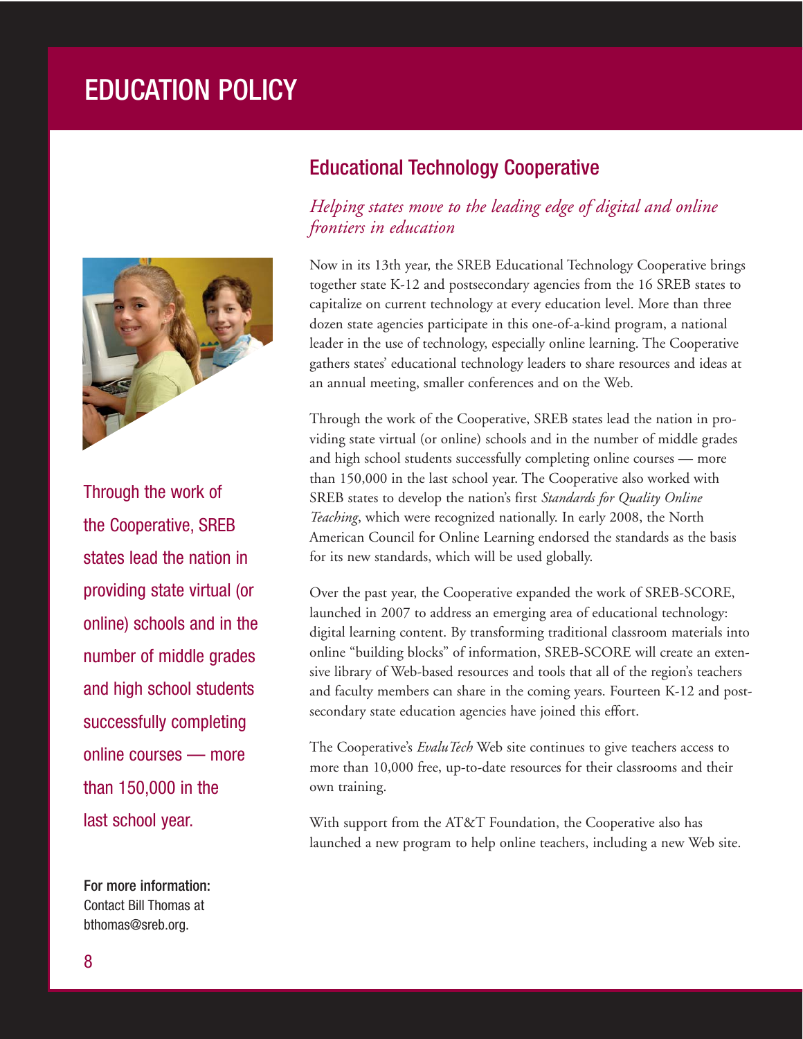# EDUCATION POLICY

## Educational Technology Cooperative

*Helping states move to the leading edge of digital and online frontiers in education*

Now in its 13th year, the SREB Educational Technology Cooperative brings together state K-12 and postsecondary agencies from the 16 SREB states to capitalize on current technology at every education level. More than three dozen state agencies participate in this one-of-a-kind program, a national leader in the use of technology, especially online learning. The Cooperative gathers states' educational technology leaders to share resources and ideas at an annual meeting, smaller conferences and on the Web.

Through the work of the Cooperative, SREB states lead the nation in providing state virtual (or online) schools and in the number of middle grades and high school students successfully completing online courses — more than 150,000 in the last school year. The Cooperative also worked with SREB states to develop the nation's first *Standards for Quality Online Teaching*, which were recognized nationally. In early 2008, the North American Council for Online Learning endorsed the standards as the basis for its new standards, which will be used globally.

Over the past year, the Cooperative expanded the work of SREB-SCORE, launched in 2007 to address an emerging area of educational technology: digital learning content. By transforming traditional classroom materials into online "building blocks" of information, SREB-SCORE will create an extensive library of Web-based resources and tools that all of the region's teachers and faculty members can share in the coming years. Fourteen K-12 and postsecondary state education agencies have joined this effort.

The Cooperative's *EvaluTech* Web site continues to give teachers access to more than 10,000 free, up-to-date resources for their classrooms and their own training.

With support from the AT&T Foundation, the Cooperative also has launched a new program to help online teachers, including a new Web site.

Through the work of the Cooperative, SREB states lead the nation in providing state virtual (or online) schools and in the number of middle grades and high school students successfully completing online courses — more than 150,000 in the last school year.

**For more information:** Contact Bill Thomas at bthomas@sreb.org.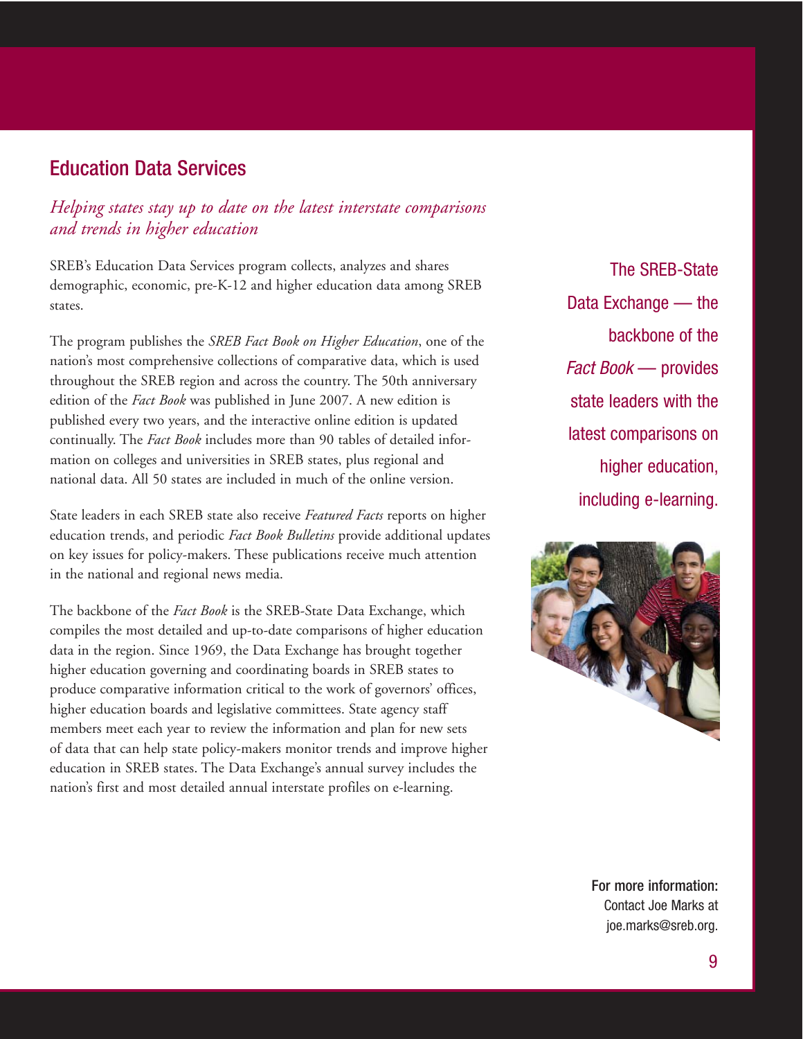## Education Data Services

*Helping states stay up to date on the latest interstate comparisons and trends in higher education*

SREB's Education Data Services program collects, analyzes and shares demographic, economic, pre-K-12 and higher education data among SREB states.

The program publishes the *SREB Fact Book on Higher Education*, one of the nation's most comprehensive collections of comparative data, which is used throughout the SREB region and across the country. The 50th anniversary edition of the *Fact Book* was published in June 2007. A new edition is published every two years, and the interactive online edition is updated continually. The *Fact Book* includes more than 90 tables of detailed information on colleges and universities in SREB states, plus regional and national data. All 50 states are included in much of the online version.

State leaders in each SREB state also receive *Featured Facts* reports on higher education trends, and periodic *Fact Book Bulletins* provide additional updates on key issues for policy-makers. These publications receive much attention in the national and regional news media.

The backbone of the *Fact Book* is the SREB-State Data Exchange, which compiles the most detailed and up-to-date comparisons of higher education data in the region. Since 1969, the Data Exchange has brought together higher education governing and coordinating boards in SREB states to produce comparative information critical to the work of governors' offices, higher education boards and legislative committees. State agency staff members meet each year to review the information and plan for new sets of data that can help state policy-makers monitor trends and improve higher education in SREB states. The Data Exchange's annual survey includes the nation's first and most detailed annual interstate profiles on e-learning.

The SREB-State Data Exchange — the backbone of the *Fact Book* — provides state leaders with the latest comparisons on higher education, including e-learning.

**For more information:**
Contact Joe Marks at joe.marks@sreb.org.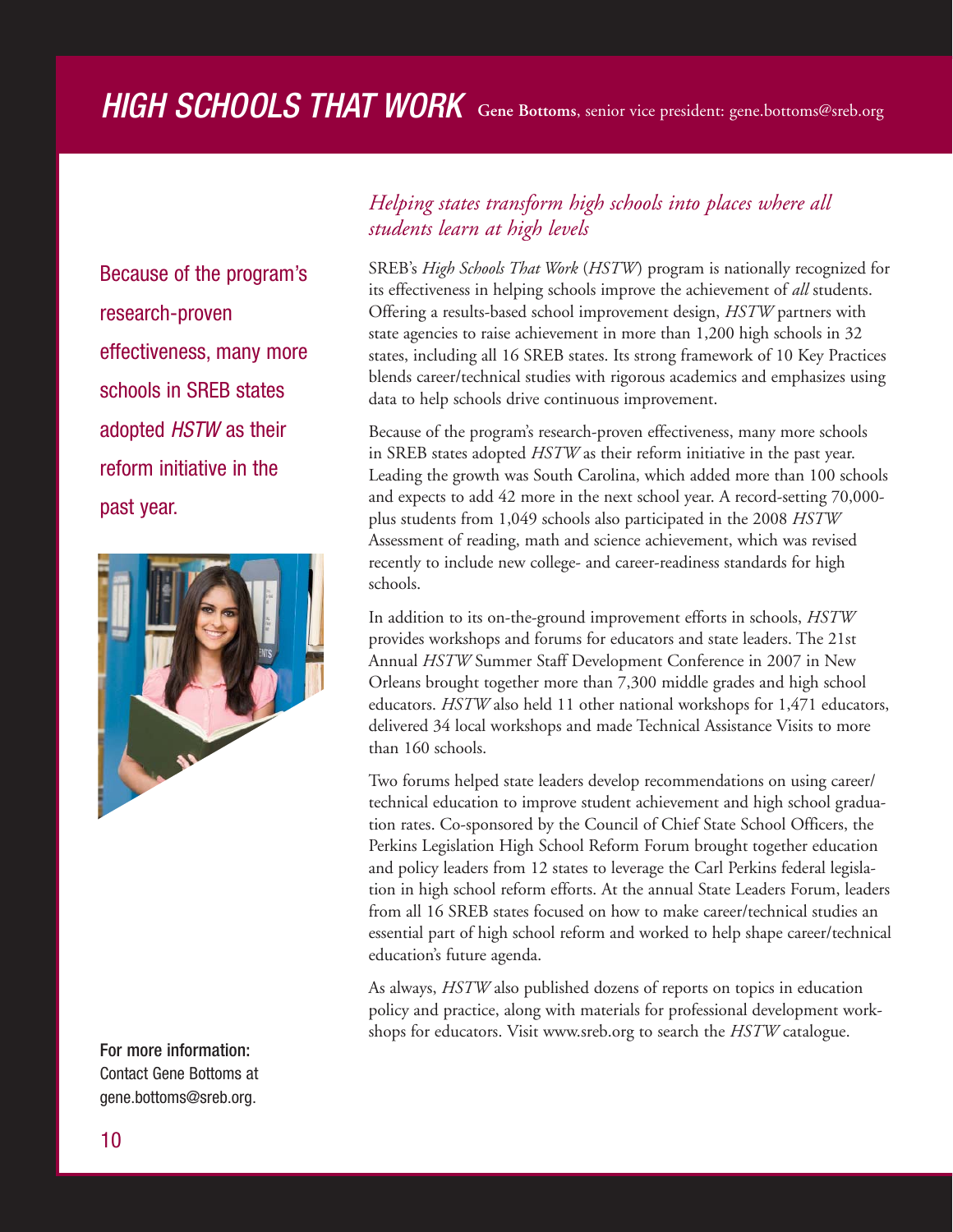# *HIGH SCHOOLS THAT WORK* **Gene Bottoms**, senior vice president: gene.bottoms@sreb.org

Because of the program's research-proven effectiveness, many more schools in SREB states adopted *HSTW* as their reform initiative in the past year.

## *Helping states transform high schools into places where all students learn at high levels*

SREB's *High Schools That Work* (*HSTW*) program is nationally recognized for its effectiveness in helping schools improve the achievement of *all* students. Offering a results-based school improvement design, *HSTW* partners with state agencies to raise achievement in more than 1,200 high schools in 32 states, including all 16 SREB states. Its strong framework of 10 Key Practices blends career/technical studies with rigorous academics and emphasizes using data to help schools drive continuous improvement.

Because of the program's research-proven effectiveness, many more schools in SREB states adopted *HSTW* as their reform initiative in the past year. Leading the growth was South Carolina, which added more than 100 schools and expects to add 42 more in the next school year. A record-setting 70,000-plus students from 1,049 schools also participated in the 2008 *HSTW* Assessment of reading, math and science achievement, which was revised recently to include new college- and career-readiness standards for high schools.

In addition to its on-the-ground improvement efforts in schools, *HSTW* provides workshops and forums for educators and state leaders. The 21st Annual *HSTW* Summer Staff Development Conference in 2007 in New Orleans brought together more than 7,300 middle grades and high school educators. *HSTW* also held 11 other national workshops for 1,471 educators, delivered 34 local workshops and made Technical Assistance Visits to more than 160 schools.

Two forums helped state leaders develop recommendations on using career/technical education to improve student achievement and high school graduation rates. Co-sponsored by the Council of Chief State School Officers, the Perkins Legislation High School Reform Forum brought together education and policy leaders from 12 states to leverage the Carl Perkins federal legislation in high school reform efforts. At the annual State Leaders Forum, leaders from all 16 SREB states focused on how to make career/technical studies an essential part of high school reform and worked to help shape career/technical education's future agenda.

As always, *HSTW* also published dozens of reports on topics in education policy and practice, along with materials for professional development workshops for educators. Visit www.sreb.org to search the *HSTW* catalogue.

**For more information:**
Contact Gene Bottoms at gene.bottoms@sreb.org.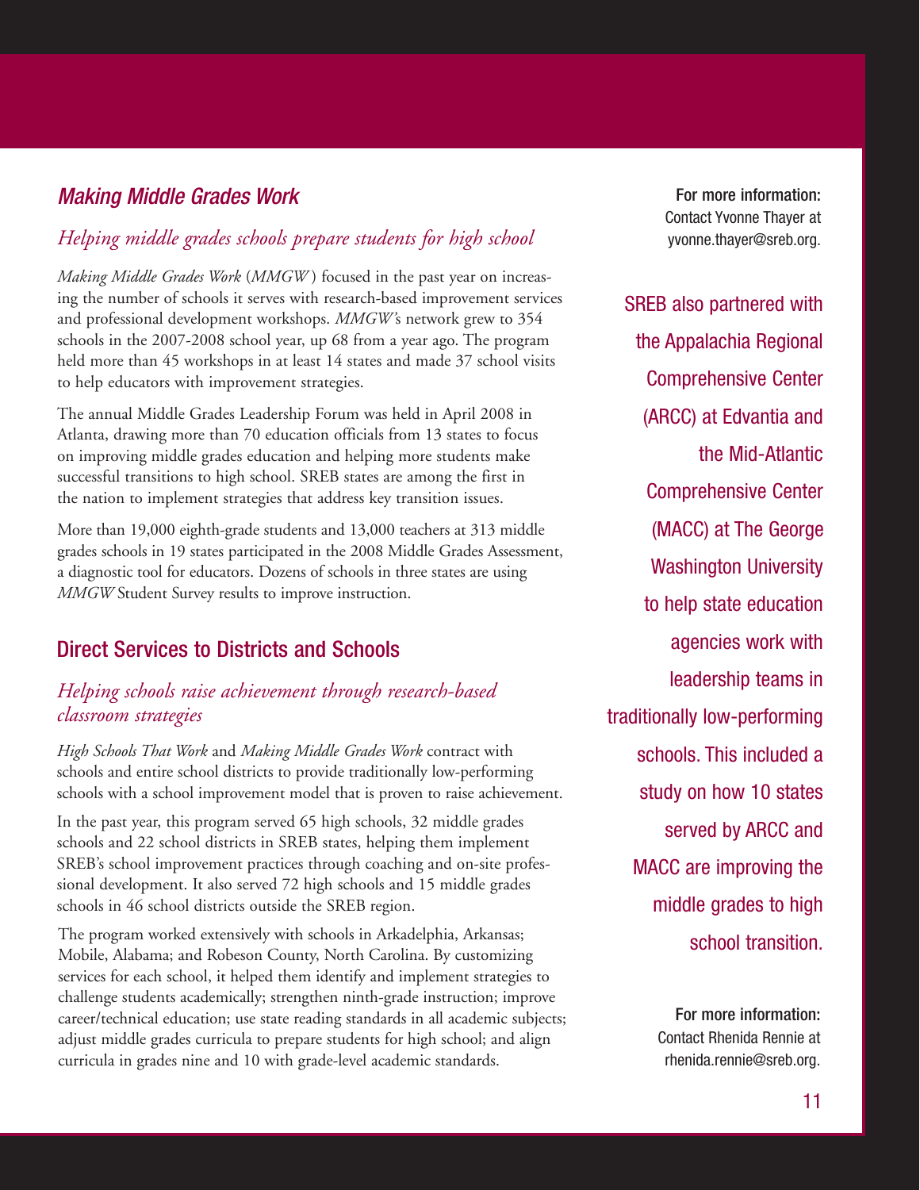## *Making Middle Grades Work*

### *Helping middle grades schools prepare students for high school*

*Making Middle Grades Work* (*MMGW*) focused in the past year on increasing the number of schools it serves with research-based improvement services and professional development workshops. *MMGW*'s network grew to 354 schools in the 2007-2008 school year, up 68 from a year ago. The program held more than 45 workshops in at least 14 states and made 37 school visits to help educators with improvement strategies.

The annual Middle Grades Leadership Forum was held in April 2008 in Atlanta, drawing more than 70 education officials from 13 states to focus on improving middle grades education and helping more students make successful transitions to high school. SREB states are among the first in the nation to implement strategies that address key transition issues.

More than 19,000 eighth-grade students and 13,000 teachers at 313 middle grades schools in 19 states participated in the 2008 Middle Grades Assessment, a diagnostic tool for educators. Dozens of schools in three states are using *MMGW* Student Survey results to improve instruction.

**For more information:**
Contact Yvonne Thayer at yvonne.thayer@sreb.org.

## Direct Services to Districts and Schools

### *Helping schools raise achievement through research-based classroom strategies*

*High Schools That Work* and *Making Middle Grades Work* contract with schools and entire school districts to provide traditionally low-performing schools with a school improvement model that is proven to raise achievement.

In the past year, this program served 65 high schools, 32 middle grades schools and 22 school districts in SREB states, helping them implement SREB's school improvement practices through coaching and on-site professional development. It also served 72 high schools and 15 middle grades schools in 46 school districts outside the SREB region.

The program worked extensively with schools in Arkadelphia, Arkansas; Mobile, Alabama; and Robeson County, North Carolina. By customizing services for each school, it helped them identify and implement strategies to challenge students academically; strengthen ninth-grade instruction; improve career/technical education; use state reading standards in all academic subjects; adjust middle grades curricula to prepare students for high school; and align curricula in grades nine and 10 with grade-level academic standards.

SREB also partnered with the Appalachia Regional Comprehensive Center (ARCC) at Edvantia and the Mid-Atlantic Comprehensive Center (MACC) at The George Washington University to help state education agencies work with leadership teams in traditionally low-performing schools. This included a study on how 10 states served by ARCC and MACC are improving the middle grades to high school transition.

**For more information:**
Contact Rhenida Rennie at rhenida.rennie@sreb.org.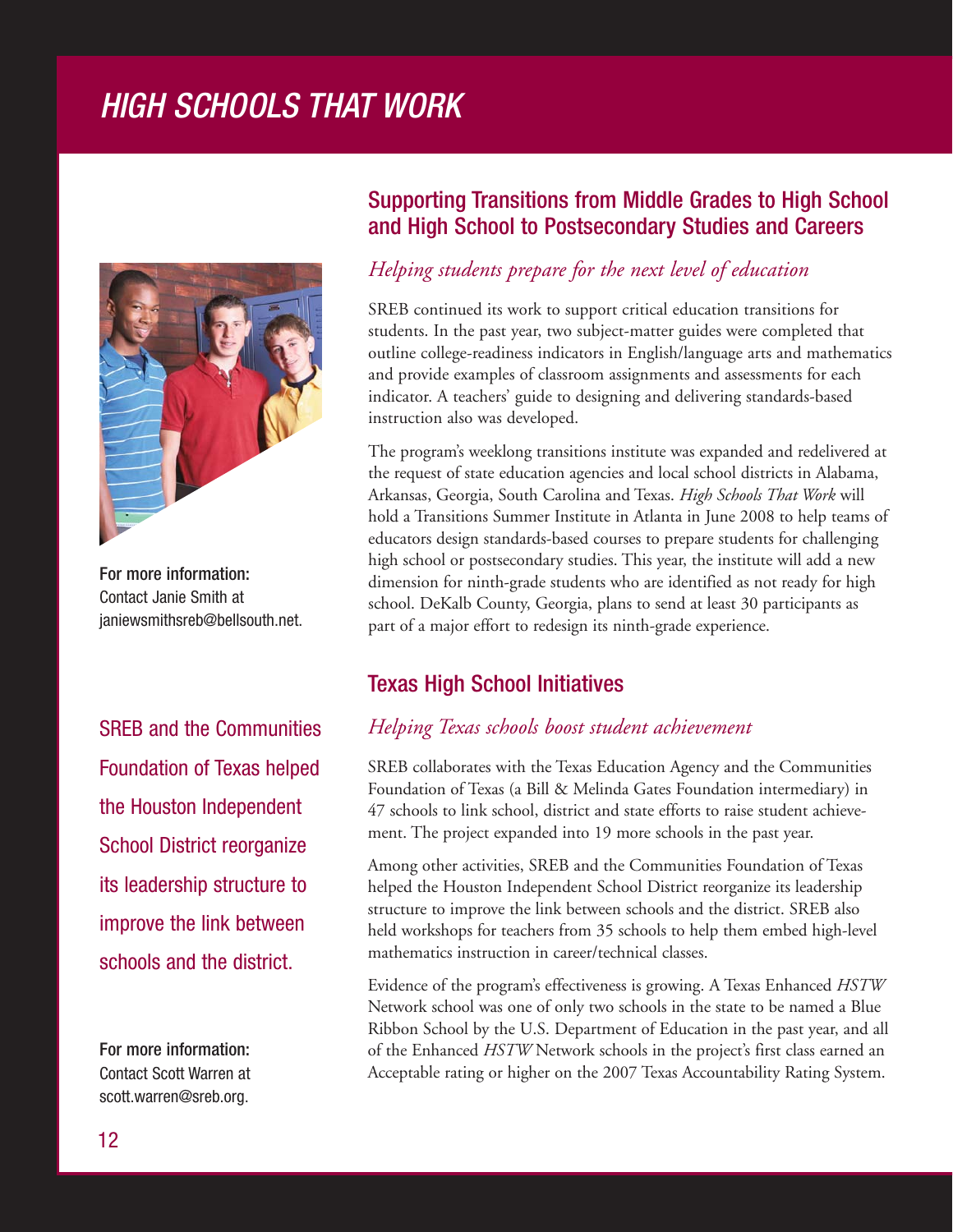## Supporting Transitions from Middle Grades to High School and High School to Postsecondary Studies and Careers

*Helping students prepare for the next level of education*

SREB continued its work to support critical education transitions for students. In the past year, two subject-matter guides were completed that outline college-readiness indicators in English/language arts and mathematics and provide examples of classroom assignments and assessments for each indicator. A teachers' guide to designing and delivering standards-based instruction also was developed.

The program's weeklong transitions institute was expanded and redelivered at the request of state education agencies and local school districts in Alabama, Arkansas, Georgia, South Carolina and Texas. *High Schools That Work* will hold a Transitions Summer Institute in Atlanta in June 2008 to help teams of educators design standards-based courses to prepare students for challenging high school or postsecondary studies. This year, the institute will add a new dimension for ninth-grade students who are identified as not ready for high school. DeKalb County, Georgia, plans to send at least 30 participants as part of a major effort to redesign its ninth-grade experience.

**For more information:**
Contact Janie Smith at janiewsmithsreb@bellsouth.net.

## Texas High School Initiatives

*Helping Texas schools boost student achievement*

SREB collaborates with the Texas Education Agency and the Communities Foundation of Texas (a Bill & Melinda Gates Foundation intermediary) in 47 schools to link school, district and state efforts to raise student achievement. The project expanded into 19 more schools in the past year.

Among other activities, SREB and the Communities Foundation of Texas helped the Houston Independent School District reorganize its leadership structure to improve the link between schools and the district. SREB also held workshops for teachers from 35 schools to help them embed high-level mathematics instruction in career/technical classes.

Evidence of the program's effectiveness is growing. A Texas Enhanced *HSTW* Network school was one of only two schools in the state to be named a Blue Ribbon School by the U.S. Department of Education in the past year, and all of the Enhanced *HSTW* Network schools in the project's first class earned an Acceptable rating or higher on the 2007 Texas Accountability Rating System.

SREB and the Communities Foundation of Texas helped the Houston Independent School District reorganize its leadership structure to improve the link between schools and the district.

**For more information:**
Contact Scott Warren at scott.warren@sreb.org.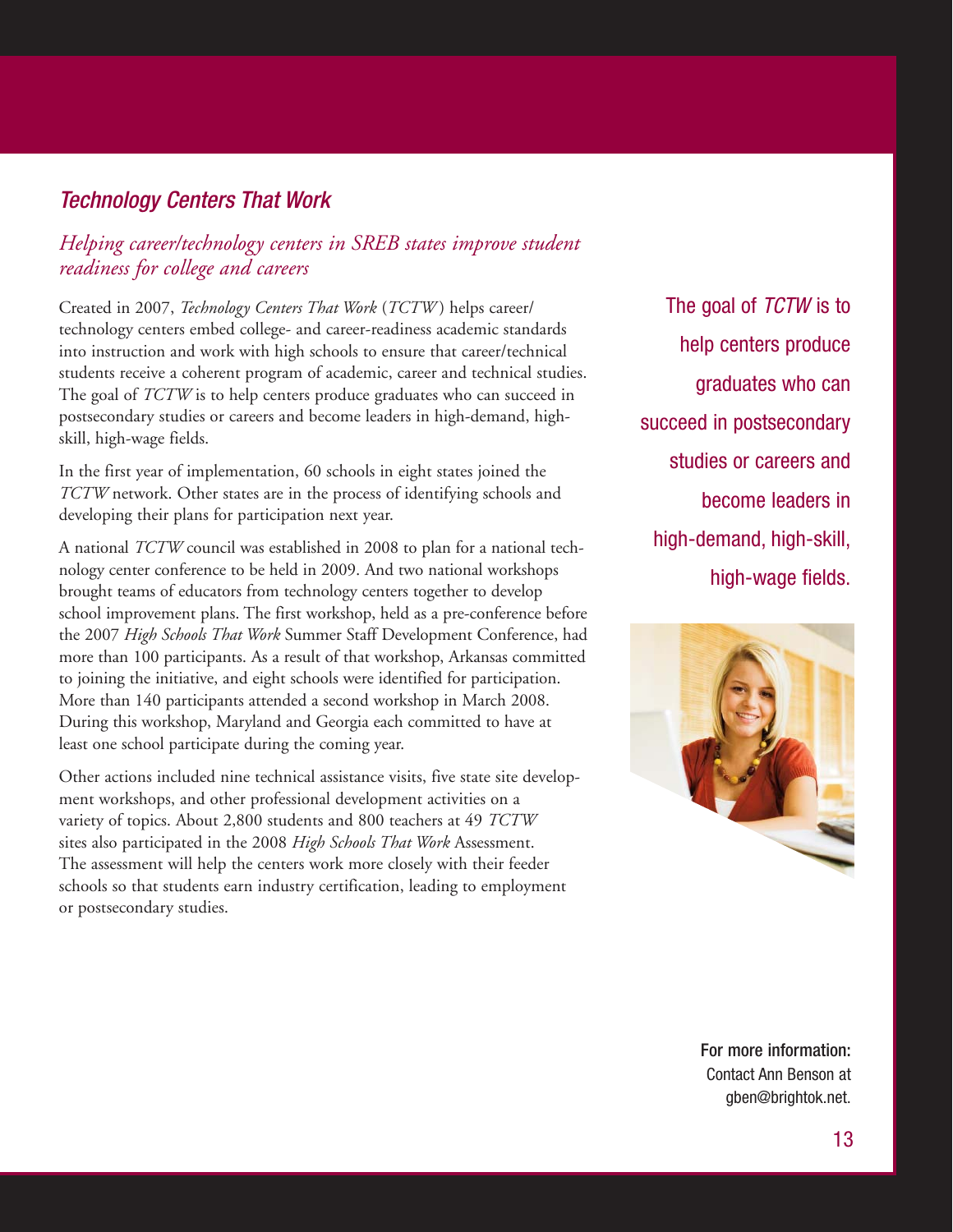## *Technology Centers That Work*

### *Helping career/technology centers in SREB states improve student readiness for college and careers*

Created in 2007, *Technology Centers That Work* (*TCTW*) helps career/technology centers embed college- and career-readiness academic standards into instruction and work with high schools to ensure that career/technical students receive a coherent program of academic, career and technical studies. The goal of *TCTW* is to help centers produce graduates who can succeed in postsecondary studies or careers and become leaders in high-demand, high-skill, high-wage fields.

In the first year of implementation, 60 schools in eight states joined the *TCTW* network. Other states are in the process of identifying schools and developing their plans for participation next year.

A national *TCTW* council was established in 2008 to plan for a national technology center conference to be held in 2009. And two national workshops brought teams of educators from technology centers together to develop school improvement plans. The first workshop, held as a pre-conference before the 2007 *High Schools That Work* Summer Staff Development Conference, had more than 100 participants. As a result of that workshop, Arkansas committed to joining the initiative, and eight schools were identified for participation. More than 140 participants attended a second workshop in March 2008. During this workshop, Maryland and Georgia each committed to have at least one school participate during the coming year.

Other actions included nine technical assistance visits, five state site development workshops, and other professional development activities on a variety of topics. About 2,800 students and 800 teachers at 49 *TCTW* sites also participated in the 2008 *High Schools That Work* Assessment. The assessment will help the centers work more closely with their feeder schools so that students earn industry certification, leading to employment or postsecondary studies.

The goal of *TCTW* is to help centers produce graduates who can succeed in postsecondary studies or careers and become leaders in high-demand, high-skill, high-wage fields.

**For more information:**
Contact Ann Benson at gben@brightok.net.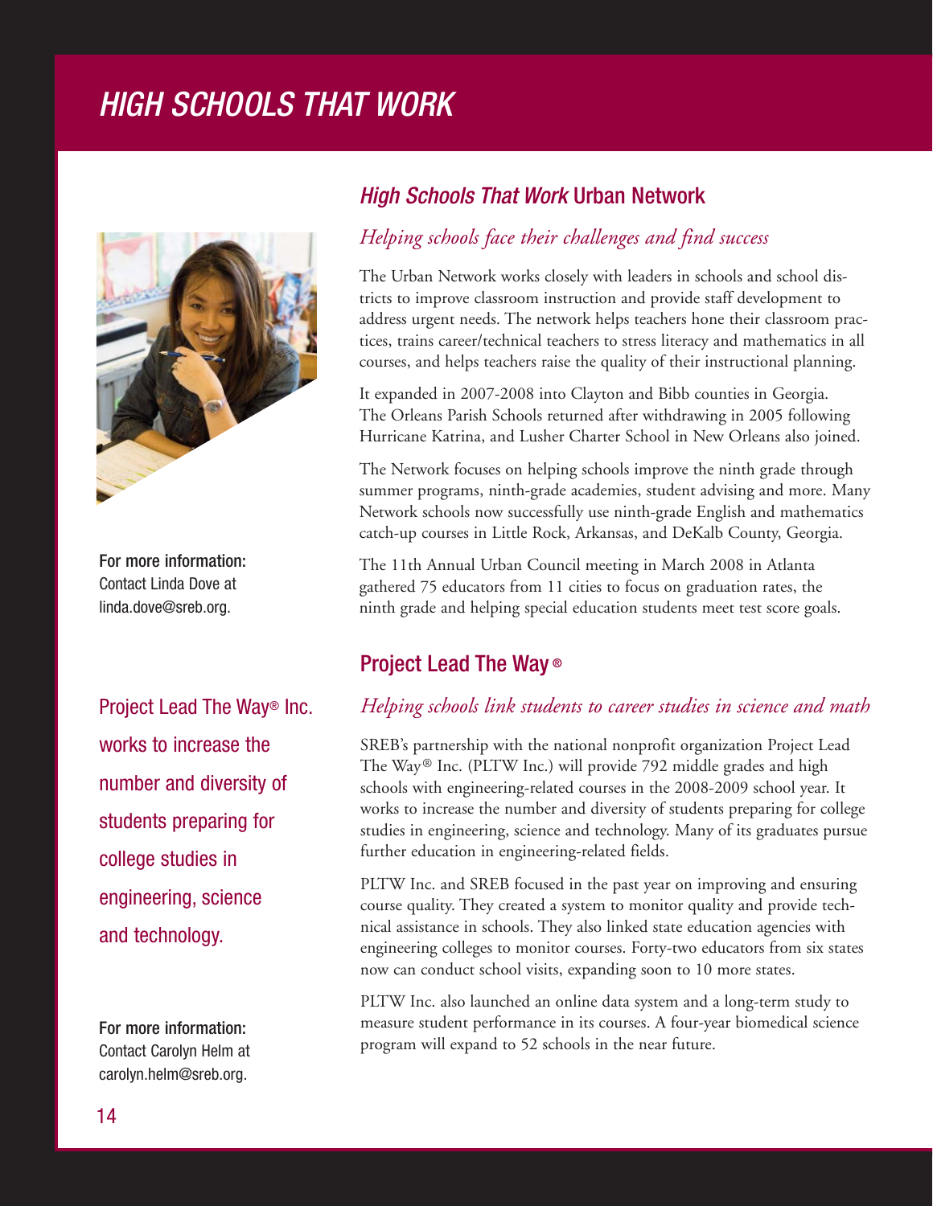# *HIGH SCHOOLS THAT WORK*

## *High Schools That Work* Urban Network

*Helping schools face their challenges and find success*

The Urban Network works closely with leaders in schools and school districts to improve classroom instruction and provide staff development to address urgent needs. The network helps teachers hone their classroom practices, trains career/technical teachers to stress literacy and mathematics in all courses, and helps teachers raise the quality of their instructional planning.

It expanded in 2007-2008 into Clayton and Bibb counties in Georgia. The Orleans Parish Schools returned after withdrawing in 2005 following Hurricane Katrina, and Lusher Charter School in New Orleans also joined.

The Network focuses on helping schools improve the ninth grade through summer programs, ninth-grade academies, student advising and more. Many Network schools now successfully use ninth-grade English and mathematics catch-up courses in Little Rock, Arkansas, and DeKalb County, Georgia.

The 11th Annual Urban Council meeting in March 2008 in Atlanta gathered 75 educators from 11 cities to focus on graduation rates, the ninth grade and helping special education students meet test score goals.

**For more information:**
Contact Linda Dove at linda.dove@sreb.org.

## Project Lead The Way®

*Helping schools link students to career studies in science and math*

SREB's partnership with the national nonprofit organization Project Lead The Way® Inc. (PLTW Inc.) will provide 792 middle grades and high schools with engineering-related courses in the 2008-2009 school year. It works to increase the number and diversity of students preparing for college studies in engineering, science and technology. Many of its graduates pursue further education in engineering-related fields.

PLTW Inc. and SREB focused in the past year on improving and ensuring course quality. They created a system to monitor quality and provide technical assistance in schools. They also linked state education agencies with engineering colleges to monitor courses. Forty-two educators from six states now can conduct school visits, expanding soon to 10 more states.

PLTW Inc. also launched an online data system and a long-term study to measure student performance in its courses. A four-year biomedical science program will expand to 52 schools in the near future.

Project Lead The Way® Inc. works to increase the number and diversity of students preparing for college studies in engineering, science and technology.

**For more information:**
Contact Carolyn Helm at carolyn.helm@sreb.org.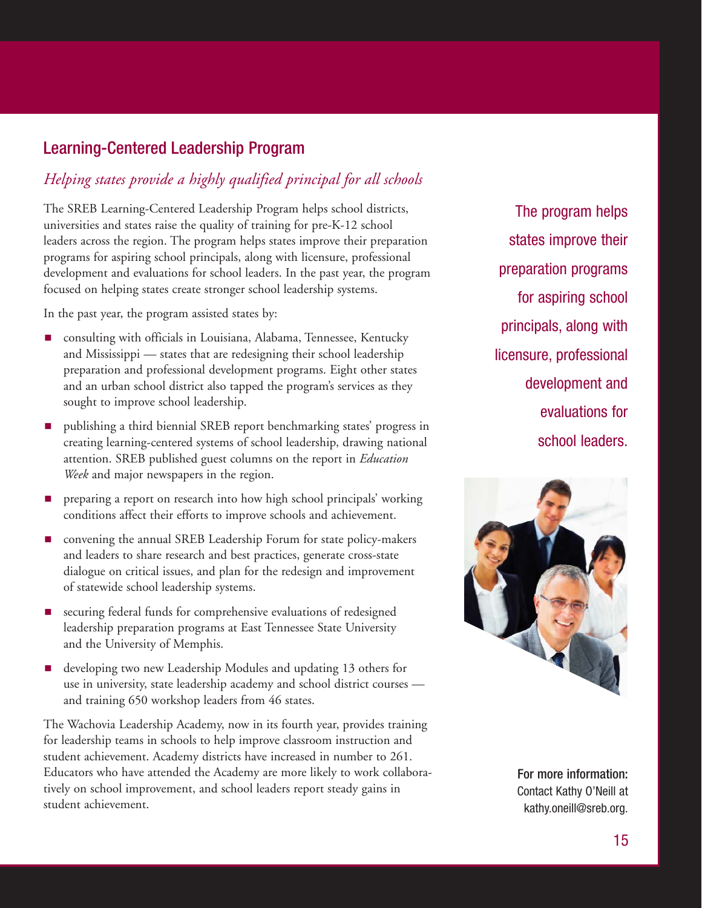## Learning-Centered Leadership Program

*Helping states provide a highly qualified principal for all schools*

The SREB Learning-Centered Leadership Program helps school districts, universities and states raise the quality of training for pre-K-12 school leaders across the region. The program helps states improve their preparation programs for aspiring school principals, along with licensure, professional development and evaluations for school leaders. In the past year, the program focused on helping states create stronger school leadership systems.

In the past year, the program assisted states by:

- consulting with officials in Louisiana, Alabama, Tennessee, Kentucky and Mississippi — states that are redesigning their school leadership preparation and professional development programs. Eight other states and an urban school district also tapped the program's services as they sought to improve school leadership.
- publishing a third biennial SREB report benchmarking states' progress in creating learning-centered systems of school leadership, drawing national attention. SREB published guest columns on the report in *Education Week* and major newspapers in the region.
- preparing a report on research into how high school principals' working conditions affect their efforts to improve schools and achievement.
- convening the annual SREB Leadership Forum for state policy-makers and leaders to share research and best practices, generate cross-state dialogue on critical issues, and plan for the redesign and improvement of statewide school leadership systems.
- securing federal funds for comprehensive evaluations of redesigned leadership preparation programs at East Tennessee State University and the University of Memphis.
- developing two new Leadership Modules and updating 13 others for use in university, state leadership academy and school district courses — and training 650 workshop leaders from 46 states.

The Wachovia Leadership Academy, now in its fourth year, provides training for leadership teams in schools to help improve classroom instruction and student achievement. Academy districts have increased in number to 261. Educators who have attended the Academy are more likely to work collaboratively on school improvement, and school leaders report steady gains in student achievement.

The program helps states improve their preparation programs for aspiring school principals, along with licensure, professional development and evaluations for school leaders.

**For more information:** Contact Kathy O'Neill at kathy.oneill@sreb.org.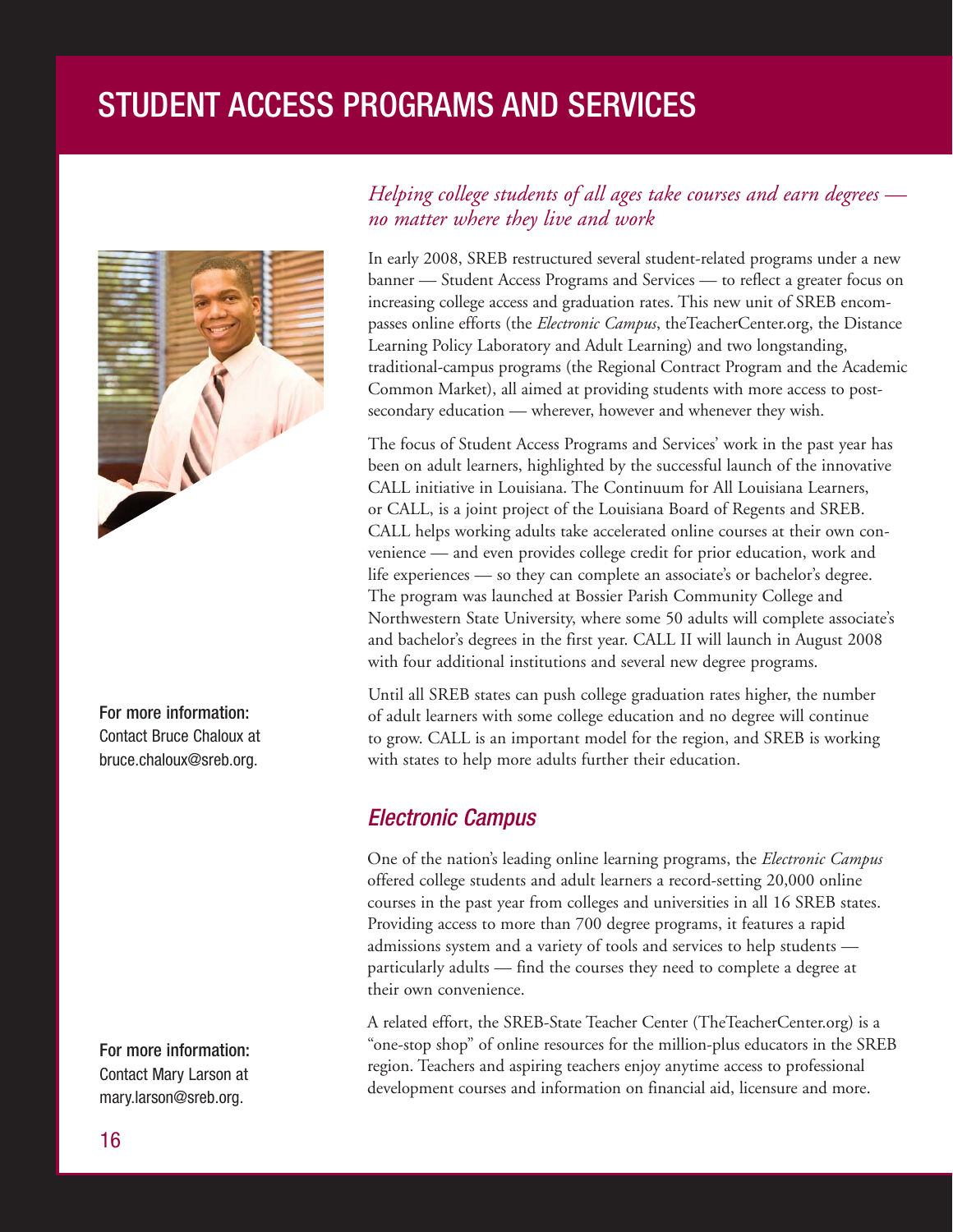# STUDENT ACCESS PROGRAMS AND SERVICES

*Helping college students of all ages take courses and earn degrees — no matter where they live and work*

In early 2008, SREB restructured several student-related programs under a new banner — Student Access Programs and Services — to reflect a greater focus on increasing college access and graduation rates. This new unit of SREB encompasses online efforts (the *Electronic Campus*, theTeacherCenter.org, the Distance Learning Policy Laboratory and Adult Learning) and two longstanding, traditional-campus programs (the Regional Contract Program and the Academic Common Market), all aimed at providing students with more access to postsecondary education — wherever, however and whenever they wish.

The focus of Student Access Programs and Services' work in the past year has been on adult learners, highlighted by the successful launch of the innovative CALL initiative in Louisiana. The Continuum for All Louisiana Learners, or CALL, is a joint project of the Louisiana Board of Regents and SREB. CALL helps working adults take accelerated online courses at their own convenience — and even provides college credit for prior education, work and life experiences — so they can complete an associate's or bachelor's degree. The program was launched at Bossier Parish Community College and Northwestern State University, where some 50 adults will complete associate's and bachelor's degrees in the first year. CALL II will launch in August 2008 with four additional institutions and several new degree programs.

Until all SREB states can push college graduation rates higher, the number of adult learners with some college education and no degree will continue to grow. CALL is an important model for the region, and SREB is working with states to help more adults further their education.

For more information:
Contact Bruce Chaloux at bruce.chaloux@sreb.org.

## *Electronic Campus*

One of the nation's leading online learning programs, the *Electronic Campus* offered college students and adult learners a record-setting 20,000 online courses in the past year from colleges and universities in all 16 SREB states. Providing access to more than 700 degree programs, it features a rapid admissions system and a variety of tools and services to help students — particularly adults — find the courses they need to complete a degree at their own convenience.

A related effort, the SREB-State Teacher Center (TheTeacherCenter.org) is a "one-stop shop" of online resources for the million-plus educators in the SREB region. Teachers and aspiring teachers enjoy anytime access to professional development courses and information on financial aid, licensure and more.

For more information:
Contact Mary Larson at mary.larson@sreb.org.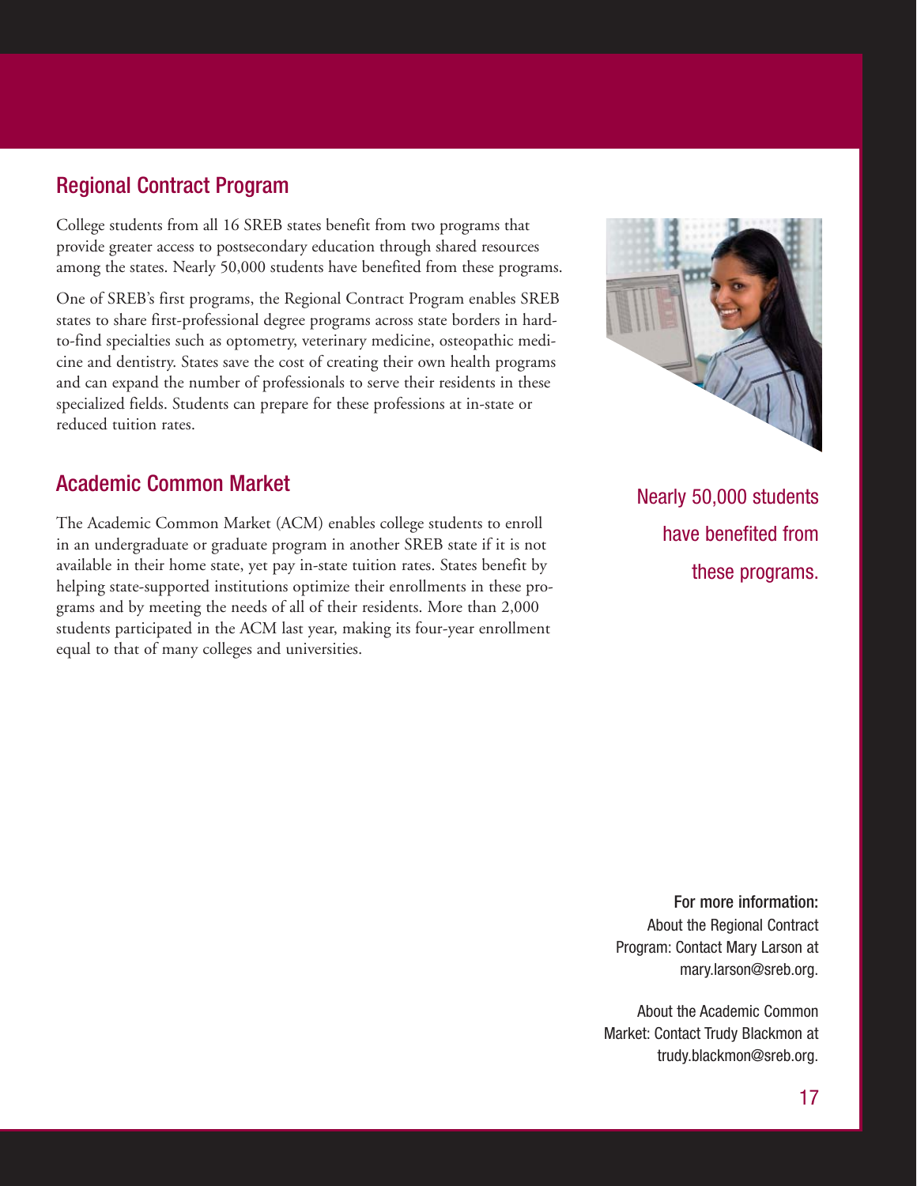## Regional Contract Program

College students from all 16 SREB states benefit from two programs that provide greater access to postsecondary education through shared resources among the states. Nearly 50,000 students have benefited from these programs.

One of SREB's first programs, the Regional Contract Program enables SREB states to share first-professional degree programs across state borders in hard-to-find specialties such as optometry, veterinary medicine, osteopathic medicine and dentistry. States save the cost of creating their own health programs and can expand the number of professionals to serve their residents in these specialized fields. Students can prepare for these professions at in-state or reduced tuition rates.

## Academic Common Market

The Academic Common Market (ACM) enables college students to enroll in an undergraduate or graduate program in another SREB state if it is not available in their home state, yet pay in-state tuition rates. States benefit by helping state-supported institutions optimize their enrollments in these programs and by meeting the needs of all of their residents. More than 2,000 students participated in the ACM last year, making its four-year enrollment equal to that of many colleges and universities.

Nearly 50,000 students have benefited from these programs.

**For more information:**
About the Regional Contract Program: Contact Mary Larson at mary.larson@sreb.org.

About the Academic Common Market: Contact Trudy Blackmon at trudy.blackmon@sreb.org.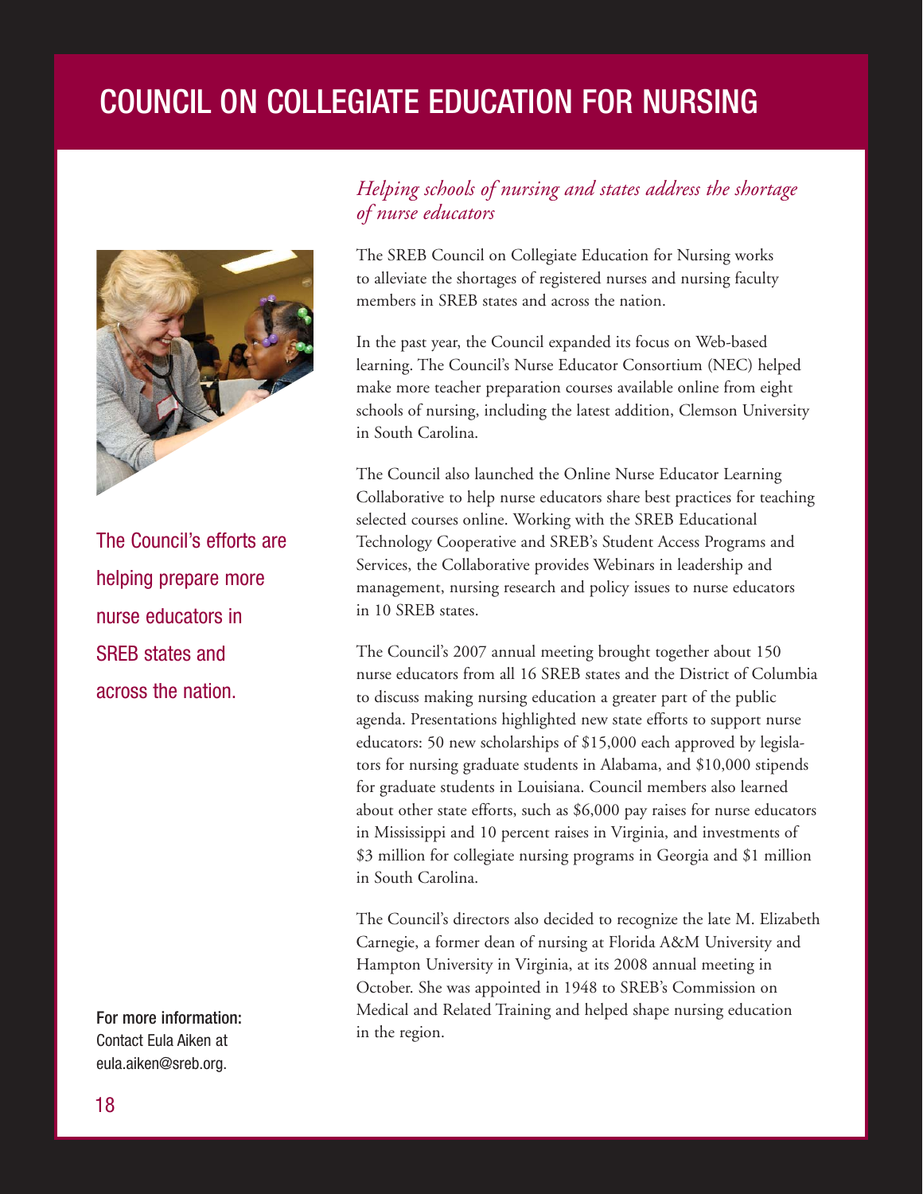# COUNCIL ON COLLEGIATE EDUCATION FOR NURSING

*Helping schools of nursing and states address the shortage of nurse educators*

The SREB Council on Collegiate Education for Nursing works to alleviate the shortages of registered nurses and nursing faculty members in SREB states and across the nation.

In the past year, the Council expanded its focus on Web-based learning. The Council's Nurse Educator Consortium (NEC) helped make more teacher preparation courses available online from eight schools of nursing, including the latest addition, Clemson University in South Carolina.

The Council also launched the Online Nurse Educator Learning Collaborative to help nurse educators share best practices for teaching selected courses online. Working with the SREB Educational Technology Cooperative and SREB's Student Access Programs and Services, the Collaborative provides Webinars in leadership and management, nursing research and policy issues to nurse educators in 10 SREB states.

The Council's 2007 annual meeting brought together about 150 nurse educators from all 16 SREB states and the District of Columbia to discuss making nursing education a greater part of the public agenda. Presentations highlighted new state efforts to support nurse educators: 50 new scholarships of $15,000 each approved by legislators for nursing graduate students in Alabama, and $10,000 stipends for graduate students in Louisiana. Council members also learned about other state efforts, such as $6,000 pay raises for nurse educators in Mississippi and 10 percent raises in Virginia, and investments of $3 million for collegiate nursing programs in Georgia and $1 million in South Carolina.

The Council's directors also decided to recognize the late M. Elizabeth Carnegie, a former dean of nursing at Florida A&M University and Hampton University in Virginia, at its 2008 annual meeting in October. She was appointed in 1948 to SREB's Commission on Medical and Related Training and helped shape nursing education in the region.

The Council's efforts are helping prepare more nurse educators in SREB states and across the nation.

**For more information:**
Contact Eula Aiken at eula.aiken@sreb.org.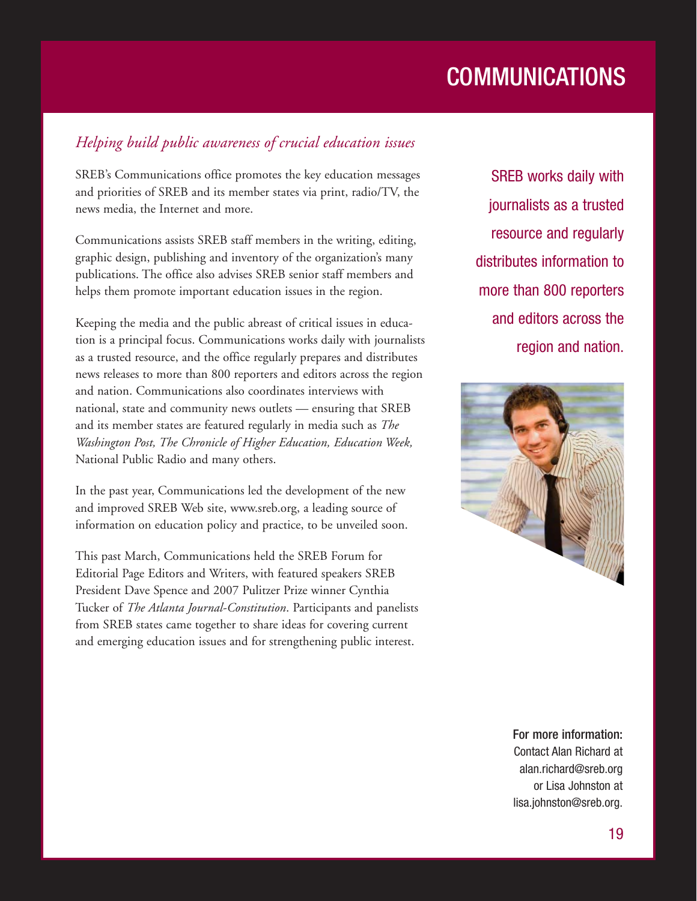# COMMUNICATIONS

## *Helping build public awareness of crucial education issues*

SREB's Communications office promotes the key education messages and priorities of SREB and its member states via print, radio/TV, the news media, the Internet and more.

Communications assists SREB staff members in the writing, editing, graphic design, publishing and inventory of the organization's many publications. The office also advises SREB senior staff members and helps them promote important education issues in the region.

Keeping the media and the public abreast of critical issues in education is a principal focus. Communications works daily with journalists as a trusted resource, and the office regularly prepares and distributes news releases to more than 800 reporters and editors across the region and nation. Communications also coordinates interviews with national, state and community news outlets — ensuring that SREB and its member states are featured regularly in media such as *The Washington Post, The Chronicle of Higher Education, Education Week,* National Public Radio and many others.

In the past year, Communications led the development of the new and improved SREB Web site, www.sreb.org, a leading source of information on education policy and practice, to be unveiled soon.

This past March, Communications held the SREB Forum for Editorial Page Editors and Writers, with featured speakers SREB President Dave Spence and 2007 Pulitzer Prize winner Cynthia Tucker of *The Atlanta Journal-Constitution*. Participants and panelists from SREB states came together to share ideas for covering current and emerging education issues and for strengthening public interest.

SREB works daily with journalists as a trusted resource and regularly distributes information to more than 800 reporters and editors across the region and nation.

**For more information:**
Contact Alan Richard at alan.richard@sreb.org or Lisa Johnston at lisa.johnston@sreb.org.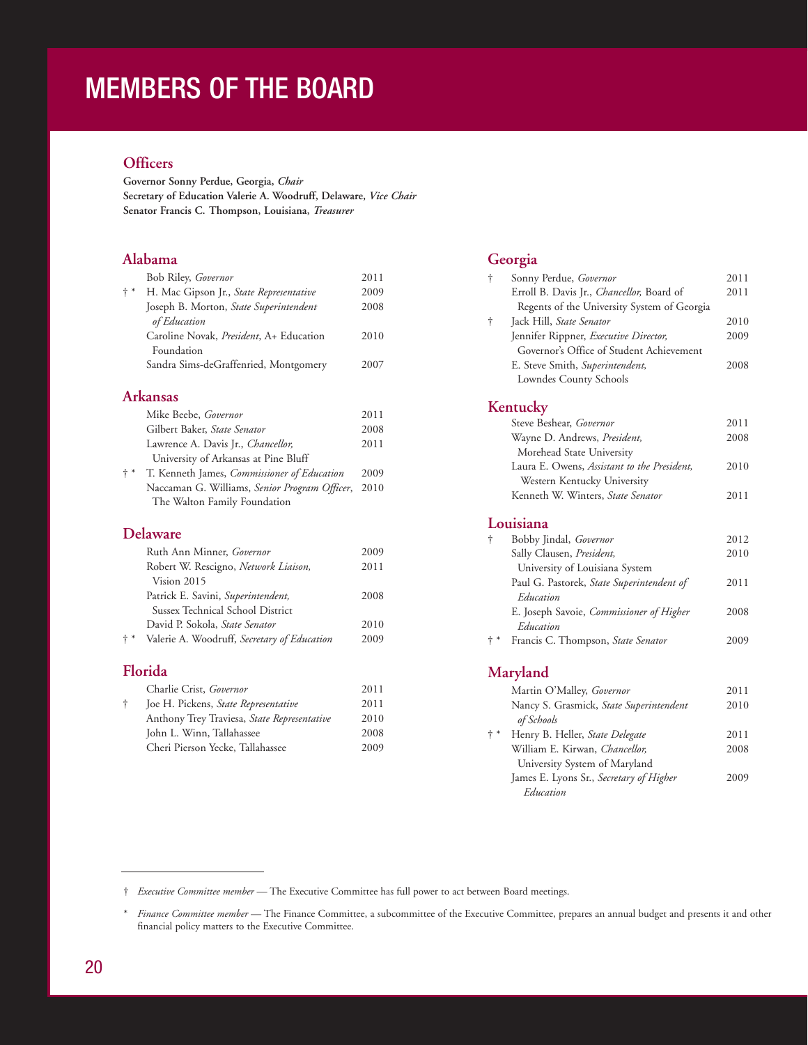# MEMBERS OF THE BOARD

## Officers

**Governor Sonny Perdue, Georgia,** ***Chair***
**Secretary of Education Valerie A. Woodruff, Delaware,** ***Vice Chair***
**Senator Francis C. Thompson, Louisiana,** ***Treasurer***

## Alabama

| | | |
|---|---|---|
| | Bob Riley, *Governor* | 2011 |
| † * | H. Mac Gipson Jr., *State Representative* | 2009 |
| | Joseph B. Morton, *State Superintendent of Education* | 2008 |
| | Caroline Novak, *President*, A+ Education Foundation | 2010 |
| | Sandra Sims-deGraffenried, Montgomery | 2007 |

## Arkansas

| | | |
|---|---|---|
| | Mike Beebe, *Governor* | 2011 |
| | Gilbert Baker, *State Senator* | 2008 |
| | Lawrence A. Davis Jr., *Chancellor,* University of Arkansas at Pine Bluff | 2011 |
| † * | T. Kenneth James, *Commissioner of Education* | 2009 |
| | Naccaman G. Williams, *Senior Program Officer*, The Walton Family Foundation | 2010 |

## Delaware

| | | |
|---|---|---|
| | Ruth Ann Minner, *Governor* | 2009 |
| | Robert W. Rescigno, *Network Liaison,* Vision 2015 | 2011 |
| | Patrick E. Savini, *Superintendent,* Sussex Technical School District | 2008 |
| | David P. Sokola, *State Senator* | 2010 |
| † * | Valerie A. Woodruff, *Secretary of Education* | 2009 |

## Florida

| | | |
|---|---|---|
| | Charlie Crist, *Governor* | 2011 |
| † | Joe H. Pickens, *State Representative* | 2011 |
| | Anthony Trey Traviesa, *State Representative* | 2010 |
| | John L. Winn, Tallahassee | 2008 |
| | Cheri Pierson Yecke, Tallahassee | 2009 |

## Georgia

| | | |
|---|---|---|
| † | Sonny Perdue, *Governor* | 2011 |
| | Erroll B. Davis Jr., *Chancellor,* Board of Regents of the University System of Georgia | 2011 |
| † | Jack Hill, *State Senator* | 2010 |
| | Jennifer Rippner, *Executive Director,* Governor's Office of Student Achievement | 2009 |
| | E. Steve Smith, *Superintendent,* Lowndes County Schools | 2008 |

## Kentucky

| | | |
|---|---|---|
| | Steve Beshear, *Governor* | 2011 |
| | Wayne D. Andrews, *President,* Morehead State University | 2008 |
| | Laura E. Owens, *Assistant to the President,* Western Kentucky University | 2010 |
| | Kenneth W. Winters, *State Senator* | 2011 |

## Louisiana

| | | |
|---|---|---|
| † | Bobby Jindal, *Governor* | 2012 |
| | Sally Clausen, *President,* University of Louisiana System | 2010 |
| | Paul G. Pastorek, *State Superintendent of Education* | 2011 |
| | E. Joseph Savoie, *Commissioner of Higher Education* | 2008 |
| † * | Francis C. Thompson, *State Senator* | 2009 |

## Maryland

| | | |
|---|---|---|
| | Martin O'Malley, *Governor* | 2011 |
| | Nancy S. Grasmick, *State Superintendent of Schools* | 2010 |
| † * | Henry B. Heller, *State Delegate* | 2011 |
| | William E. Kirwan, *Chancellor,* University System of Maryland | 2008 |
| | James E. Lyons Sr., *Secretary of Higher Education* | 2009 |

---

† *Executive Committee member* — The Executive Committee has full power to act between Board meetings.

\* *Finance Committee member* — The Finance Committee, a subcommittee of the Executive Committee, prepares an annual budget and presents it and other financial policy matters to the Executive Committee.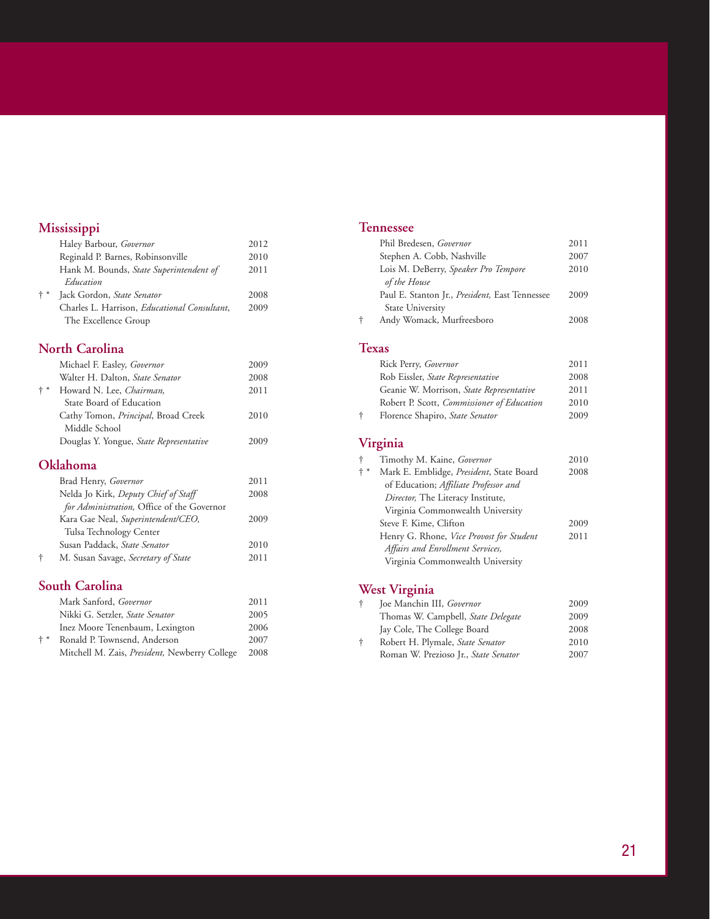## Mississippi

| | | |
|---|---|---|
| | Haley Barbour, *Governor* | 2012 |
| | Reginald P. Barnes, Robinsonville | 2010 |
| | Hank M. Bounds, *State Superintendent of Education* | 2011 |
| † * | Jack Gordon, *State Senator* | 2008 |
| | Charles L. Harrison, *Educational Consultant*, The Excellence Group | 2009 |

## North Carolina

| | | |
|---|---|---|
| | Michael F. Easley, *Governor* | 2009 |
| | Walter H. Dalton, *State Senator* | 2008 |
| † * | Howard N. Lee, *Chairman*, State Board of Education | 2011 |
| | Cathy Tomon, *Principal*, Broad Creek Middle School | 2010 |
| | Douglas Y. Yongue, *State Representative* | 2009 |

## Oklahoma

| | | |
|---|---|---|
| | Brad Henry, *Governor* | 2011 |
| | Nelda Jo Kirk, *Deputy Chief of Staff for Administration,* Office of the Governor | 2008 |
| | Kara Gae Neal, *Superintendent/CEO,* Tulsa Technology Center | 2009 |
| | Susan Paddack, *State Senator* | 2010 |
| † | M. Susan Savage, *Secretary of State* | 2011 |

## South Carolina

| | | |
|---|---|---|
| | Mark Sanford, *Governor* | 2011 |
| | Nikki G. Setzler, *State Senator* | 2005 |
| | Inez Moore Tenenbaum, Lexington | 2006 |
| † * | Ronald P. Townsend, Anderson | 2007 |
| | Mitchell M. Zais, *President,* Newberry College | 2008 |

## Tennessee

| | | |
|---|---|---|
| | Phil Bredesen, *Governor* | 2011 |
| | Stephen A. Cobb, Nashville | 2007 |
| | Lois M. DeBerry, *Speaker Pro Tempore of the House* | 2010 |
| | Paul E. Stanton Jr., *President,* East Tennessee State University | 2009 |
| † | Andy Womack, Murfreesboro | 2008 |

## Texas

| | | |
|---|---|---|
| | Rick Perry, *Governor* | 2011 |
| | Rob Eissler, *State Representative* | 2008 |
| | Geanie W. Morrison, *State Representative* | 2011 |
| | Robert P. Scott, *Commissioner of Education* | 2010 |
| † | Florence Shapiro, *State Senator* | 2009 |

## Virginia

| | | |
|---|---|---|
| † | Timothy M. Kaine, *Governor* | 2010 |
| † * | Mark E. Emblidge, *President*, State Board of Education; *Affiliate Professor and Director,* The Literacy Institute, Virginia Commonwealth University | 2008 |
| | Steve F. Kime, Clifton | 2009 |
| | Henry G. Rhone, *Vice Provost for Student Affairs and Enrollment Services,* Virginia Commonwealth University | 2011 |

## West Virginia

| | | |
|---|---|---|
| † | Joe Manchin III, *Governor* | 2009 |
| | Thomas W. Campbell, *State Delegate* | 2009 |
| | Jay Cole, The College Board | 2008 |
| † | Robert H. Plymale, *State Senator* | 2010 |
| | Roman W. Prezioso Jr., *State Senator* | 2007 |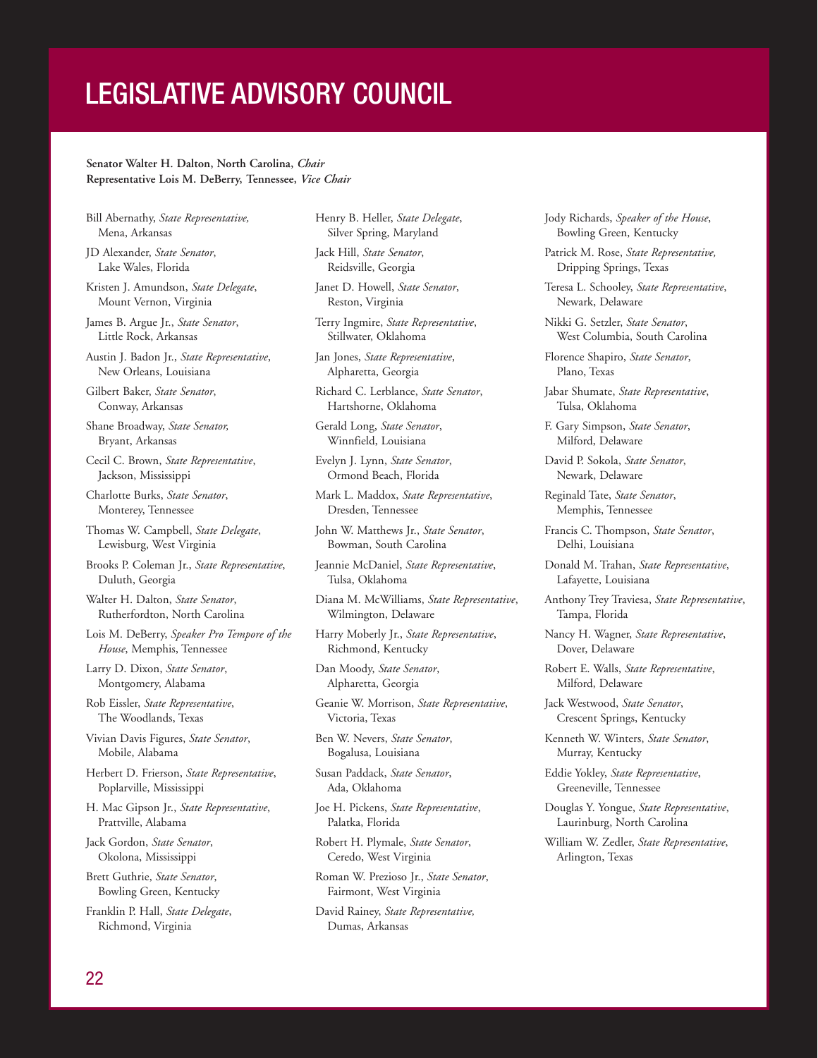# LEGISLATIVE ADVISORY COUNCIL

**Senator Walter H. Dalton, North Carolina, *Chair***
**Representative Lois M. DeBerry, Tennessee, *Vice Chair***

Bill Abernathy, *State Representative,* Mena, Arkansas

JD Alexander, *State Senator*, Lake Wales, Florida

Kristen J. Amundson, *State Delegate*, Mount Vernon, Virginia

James B. Argue Jr., *State Senator*, Little Rock, Arkansas

Austin J. Badon Jr., *State Representative*, New Orleans, Louisiana

Gilbert Baker, *State Senator*, Conway, Arkansas

Shane Broadway, *State Senator,* Bryant, Arkansas

Cecil C. Brown, *State Representative*, Jackson, Mississippi

Charlotte Burks, *State Senator*, Monterey, Tennessee

Thomas W. Campbell, *State Delegate*, Lewisburg, West Virginia

Brooks P. Coleman Jr., *State Representative*, Duluth, Georgia

Walter H. Dalton, *State Senator*, Rutherfordton, North Carolina

Lois M. DeBerry, *Speaker Pro Tempore of the House*, Memphis, Tennessee

Larry D. Dixon, *State Senator*, Montgomery, Alabama

Rob Eissler, *State Representative*, The Woodlands, Texas

Vivian Davis Figures, *State Senator*, Mobile, Alabama

Herbert D. Frierson, *State Representative*, Poplarville, Mississippi

H. Mac Gipson Jr., *State Representative*, Prattville, Alabama

Jack Gordon, *State Senator*, Okolona, Mississippi

Brett Guthrie, *State Senator*, Bowling Green, Kentucky

Franklin P. Hall, *State Delegate*, Richmond, Virginia

Henry B. Heller, *State Delegate*, Silver Spring, Maryland

Jack Hill, *State Senator*, Reidsville, Georgia

Janet D. Howell, *State Senator*, Reston, Virginia

Terry Ingmire, *State Representative*, Stillwater, Oklahoma

Jan Jones, *State Representative*, Alpharetta, Georgia

Richard C. Lerblance, *State Senator*, Hartshorne, Oklahoma

Gerald Long, *State Senator*, Winnfield, Louisiana

Evelyn J. Lynn, *State Senator*, Ormond Beach, Florida

Mark L. Maddox, *State Representative*, Dresden, Tennessee

John W. Matthews Jr., *State Senator*, Bowman, South Carolina

Jeannie McDaniel, *State Representative*, Tulsa, Oklahoma

Diana M. McWilliams, *State Representative*, Wilmington, Delaware

Harry Moberly Jr., *State Representative*, Richmond, Kentucky

Dan Moody, *State Senator*, Alpharetta, Georgia

Geanie W. Morrison, *State Representative*, Victoria, Texas

Ben W. Nevers, *State Senator*, Bogalusa, Louisiana

Susan Paddack, *State Senator*, Ada, Oklahoma

Joe H. Pickens, *State Representative*, Palatka, Florida

Robert H. Plymale, *State Senator*, Ceredo, West Virginia

Roman W. Prezioso Jr., *State Senator*, Fairmont, West Virginia

David Rainey, *State Representative,* Dumas, Arkansas

Jody Richards, *Speaker of the House*, Bowling Green, Kentucky

Patrick M. Rose, *State Representative,* Dripping Springs, Texas

Teresa L. Schooley, *State Representative*, Newark, Delaware

Nikki G. Setzler, *State Senator*, West Columbia, South Carolina

Florence Shapiro, *State Senator*, Plano, Texas

Jabar Shumate, *State Representative*, Tulsa, Oklahoma

F. Gary Simpson, *State Senator*, Milford, Delaware

David P. Sokola, *State Senator*, Newark, Delaware

Reginald Tate, *State Senator*, Memphis, Tennessee

Francis C. Thompson, *State Senator*, Delhi, Louisiana

Donald M. Trahan, *State Representative*, Lafayette, Louisiana

Anthony Trey Traviesa, *State Representative*, Tampa, Florida

Nancy H. Wagner, *State Representative*, Dover, Delaware

Robert E. Walls, *State Representative*, Milford, Delaware

Jack Westwood, *State Senator*, Crescent Springs, Kentucky

Kenneth W. Winters, *State Senator*, Murray, Kentucky

Eddie Yokley, *State Representative*, Greeneville, Tennessee

Douglas Y. Yongue, *State Representative*, Laurinburg, North Carolina

William W. Zedler, *State Representative*, Arlington, Texas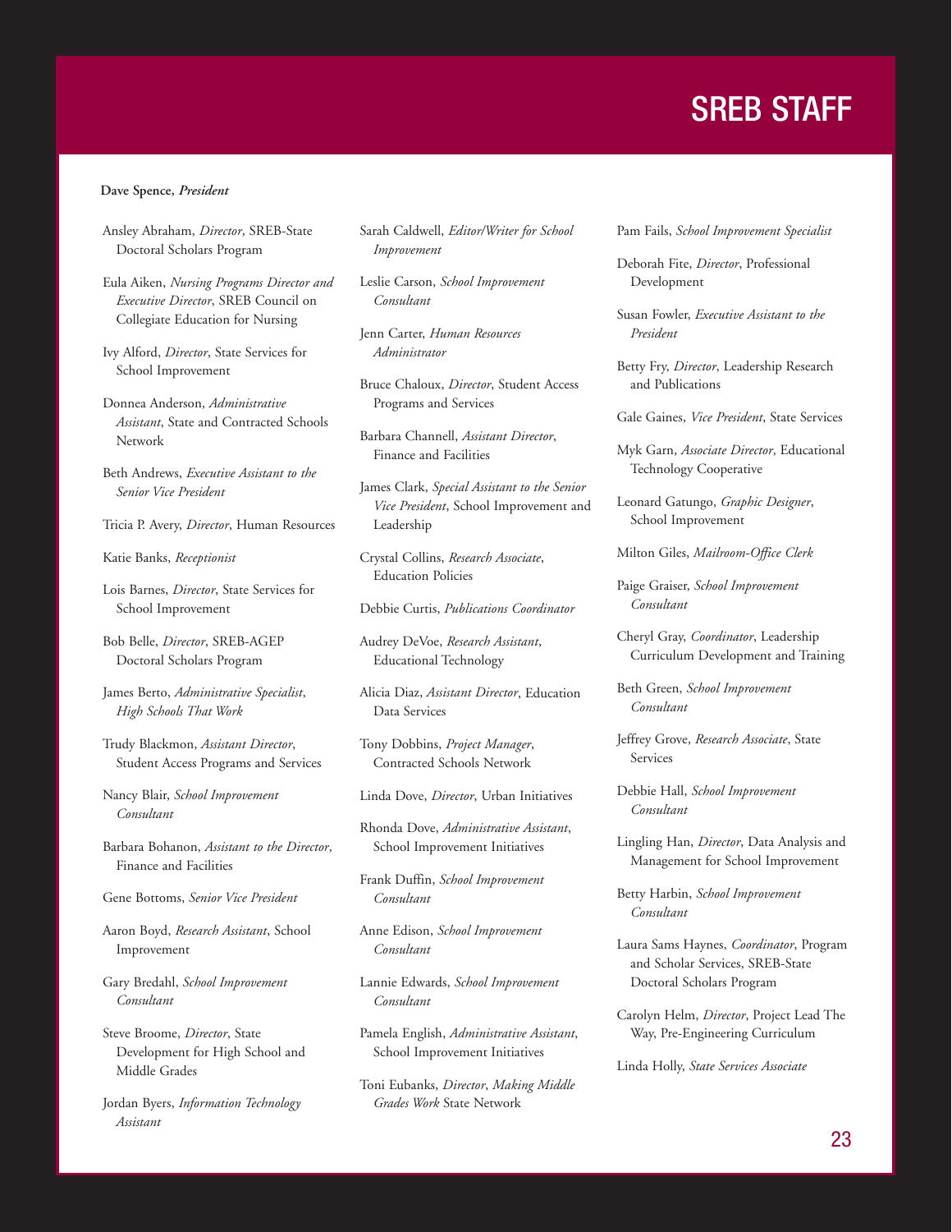# SREB STAFF

**Dave Spence, *President***

Ansley Abraham, *Director*, SREB-State Doctoral Scholars Program

Eula Aiken, *Nursing Programs Director and Executive Director*, SREB Council on Collegiate Education for Nursing

Ivy Alford, *Director*, State Services for School Improvement

Donnea Anderson, *Administrative Assistant*, State and Contracted Schools Network

Beth Andrews, *Executive Assistant to the Senior Vice President*

Tricia P. Avery, *Director*, Human Resources

Katie Banks, *Receptionist*

Lois Barnes, *Director*, State Services for School Improvement

Bob Belle, *Director*, SREB-AGEP Doctoral Scholars Program

James Berto, *Administrative Specialist*, *High Schools That Work*

Trudy Blackmon, *Assistant Director*, Student Access Programs and Services

Nancy Blair, *School Improvement Consultant*

Barbara Bohanon, *Assistant to the Director*, Finance and Facilities

Gene Bottoms, *Senior Vice President*

Aaron Boyd, *Research Assistant*, School Improvement

Gary Bredahl, *School Improvement Consultant*

Steve Broome, *Director*, State Development for High School and Middle Grades

Jordan Byers, *Information Technology Assistant*

Sarah Caldwell, *Editor/Writer for School Improvement*

Leslie Carson, *School Improvement Consultant*

Jenn Carter, *Human Resources Administrator*

Bruce Chaloux, *Director*, Student Access Programs and Services

Barbara Channell, *Assistant Director*, Finance and Facilities

James Clark, *Special Assistant to the Senior Vice President*, School Improvement and Leadership

Crystal Collins, *Research Associate*, Education Policies

Debbie Curtis, *Publications Coordinator*

Audrey DeVoe, *Research Assistant*, Educational Technology

Alicia Diaz, *Assistant Director*, Education Data Services

Tony Dobbins, *Project Manager*, Contracted Schools Network

Linda Dove, *Director*, Urban Initiatives

Rhonda Dove, *Administrative Assistant*, School Improvement Initiatives

Frank Duffin, *School Improvement Consultant*

Anne Edison, *School Improvement Consultant*

Lannie Edwards, *School Improvement Consultant*

Pamela English, *Administrative Assistant*, School Improvement Initiatives

Toni Eubanks, *Director*, *Making Middle Grades Work* State Network

Pam Fails, *School Improvement Specialist*

Deborah Fite, *Director*, Professional Development

Susan Fowler, *Executive Assistant to the President*

Betty Fry, *Director*, Leadership Research and Publications

Gale Gaines, *Vice President*, State Services

Myk Garn, *Associate Director*, Educational Technology Cooperative

Leonard Gatungo, *Graphic Designer*, School Improvement

Milton Giles, *Mailroom-Office Clerk*

Paige Graiser, *School Improvement Consultant*

Cheryl Gray, *Coordinator*, Leadership Curriculum Development and Training

Beth Green, *School Improvement Consultant*

Jeffrey Grove, *Research Associate*, State Services

Debbie Hall, *School Improvement Consultant*

Lingling Han, *Director*, Data Analysis and Management for School Improvement

Betty Harbin, *School Improvement Consultant*

Laura Sams Haynes, *Coordinator*, Program and Scholar Services, SREB-State Doctoral Scholars Program

Carolyn Helm, *Director*, Project Lead The Way, Pre-Engineering Curriculum

Linda Holly, *State Services Associate*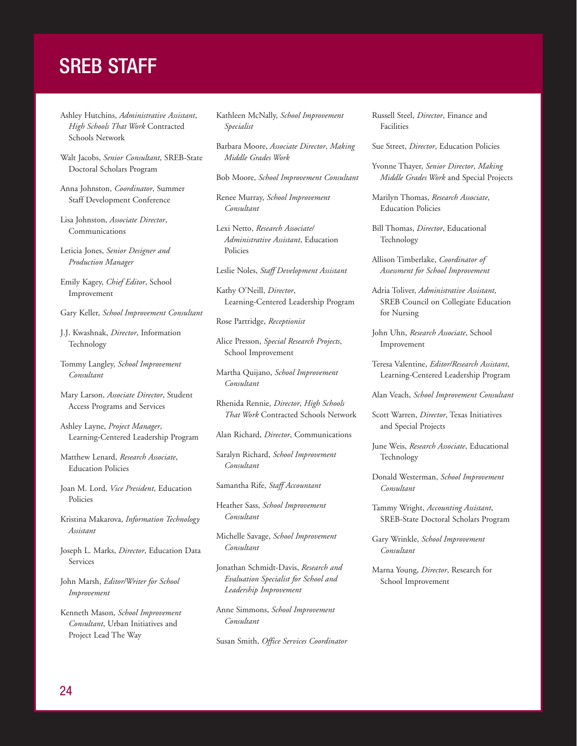# SREB STAFF

Ashley Hutchins, *Administrative Assistant*, *High Schools That Work* Contracted Schools Network

Walt Jacobs, *Senior Consultant*, SREB-State Doctoral Scholars Program

Anna Johnston, *Coordinator*, Summer Staff Development Conference

Lisa Johnston, *Associate Director*, Communications

Leticia Jones, *Senior Designer and Production Manager*

Emily Kagey, *Chief Editor*, School Improvement

Gary Keller, *School Improvement Consultant*

J.J. Kwashnak, *Director*, Information Technology

Tommy Langley, *School Improvement Consultant*

Mary Larson, *Associate Director*, Student Access Programs and Services

Ashley Layne, *Project Manager*, Learning-Centered Leadership Program

Matthew Lenard, *Research Associate*, Education Policies

Joan M. Lord, *Vice President*, Education Policies

Kristina Makarova, *Information Technology Assistant*

Joseph L. Marks, *Director*, Education Data Services

John Marsh, *Editor/Writer for School Improvement*

Kenneth Mason, *School Improvement Consultant*, Urban Initiatives and Project Lead The Way

Kathleen McNally, *School Improvement Specialist*

Barbara Moore, *Associate Director*, *Making Middle Grades Work*

Bob Moore, *School Improvement Consultant*

Renee Murray, *School Improvement Consultant*

Lexi Netto, *Research Associate/Administrative Assistant*, Education Policies

Leslie Noles, *Staff Development Assistant*

Kathy O'Neill, *Director*, Learning-Centered Leadership Program

Rose Partridge, *Receptionist*

Alice Presson, *Special Research Projects*, School Improvement

Martha Quijano, *School Improvement Consultant*

Rhenida Rennie, *Director*, *High Schools That Work* Contracted Schools Network

Alan Richard, *Director*, Communications

Saralyn Richard, *School Improvement Consultant*

Samantha Rife, *Staff Accountant*

Heather Sass, *School Improvement Consultant*

Michelle Savage, *School Improvement Consultant*

Jonathan Schmidt-Davis, *Research and Evaluation Specialist for School and Leadership Improvement*

Anne Simmons, *School Improvement Consultant*

Susan Smith, *Office Services Coordinator*

Russell Steel, *Director*, Finance and Facilities

Sue Street, *Director*, Education Policies

Yvonne Thayer, *Senior Director*, *Making Middle Grades Work* and Special Projects

Marilyn Thomas, *Research Associate*, Education Policies

Bill Thomas, *Director*, Educational Technology

Allison Timberlake, *Coordinator of Assessment for School Improvement*

Adria Toliver, *Administrative Assistant*, SREB Council on Collegiate Education for Nursing

John Uhn, *Research Associate*, School Improvement

Teresa Valentine, *Editor/Research Assistant*, Learning-Centered Leadership Program

Alan Veach, *School Improvement Consultant*

Scott Warren, *Director*, Texas Initiatives and Special Projects

June Weis, *Research Associate*, Educational Technology

Donald Westerman, *School Improvement Consultant*

Tammy Wright, *Accounting Assistant*, SREB-State Doctoral Scholars Program

Gary Wrinkle, *School Improvement Consultant*

Marna Young, *Director*, Research for School Improvement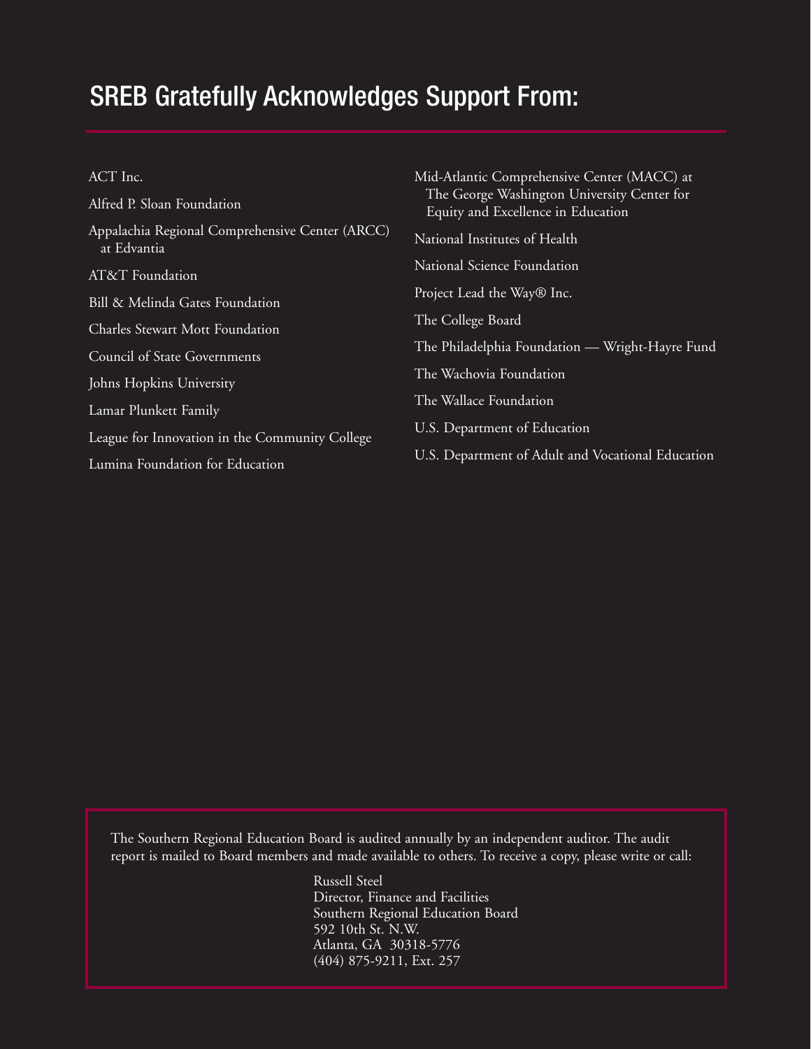# SREB Gratefully Acknowledges Support From:

ACT Inc.

Alfred P. Sloan Foundation

Appalachia Regional Comprehensive Center (ARCC) at Edvantia

AT&T Foundation

Bill & Melinda Gates Foundation

Charles Stewart Mott Foundation

Council of State Governments

Johns Hopkins University

Lamar Plunkett Family

League for Innovation in the Community College

Lumina Foundation for Education

Mid-Atlantic Comprehensive Center (MACC) at The George Washington University Center for Equity and Excellence in Education

National Institutes of Health

National Science Foundation

Project Lead the Way® Inc.

The College Board

The Philadelphia Foundation — Wright-Hayre Fund

The Wachovia Foundation

The Wallace Foundation

U.S. Department of Education

U.S. Department of Adult and Vocational Education

The Southern Regional Education Board is audited annually by an independent auditor. The audit report is mailed to Board members and made available to others. To receive a copy, please write or call:

Russell Steel
Director, Finance and Facilities
Southern Regional Education Board
592 10th St. N.W.
Atlanta, GA 30318-5776
(404) 875-9211, Ext. 257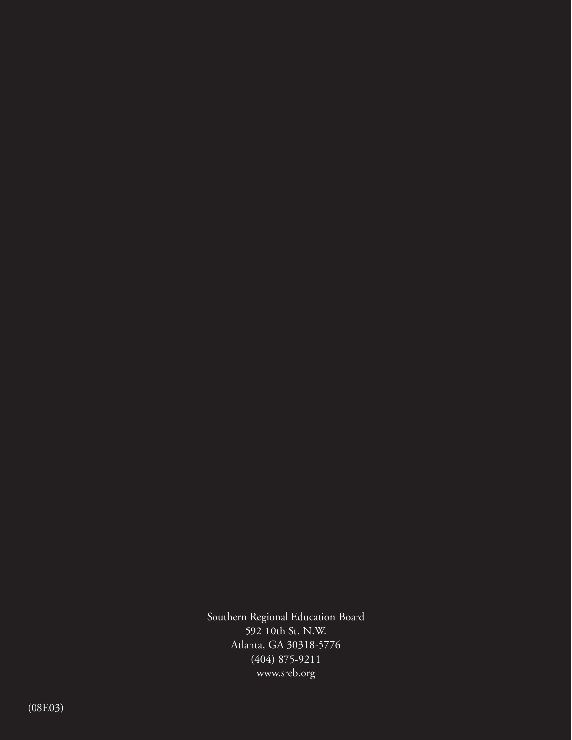Southern Regional Education Board
592 10th St. N.W.
Atlanta, GA 30318-5776
(404) 875-9211
www.sreb.org

(08E03)